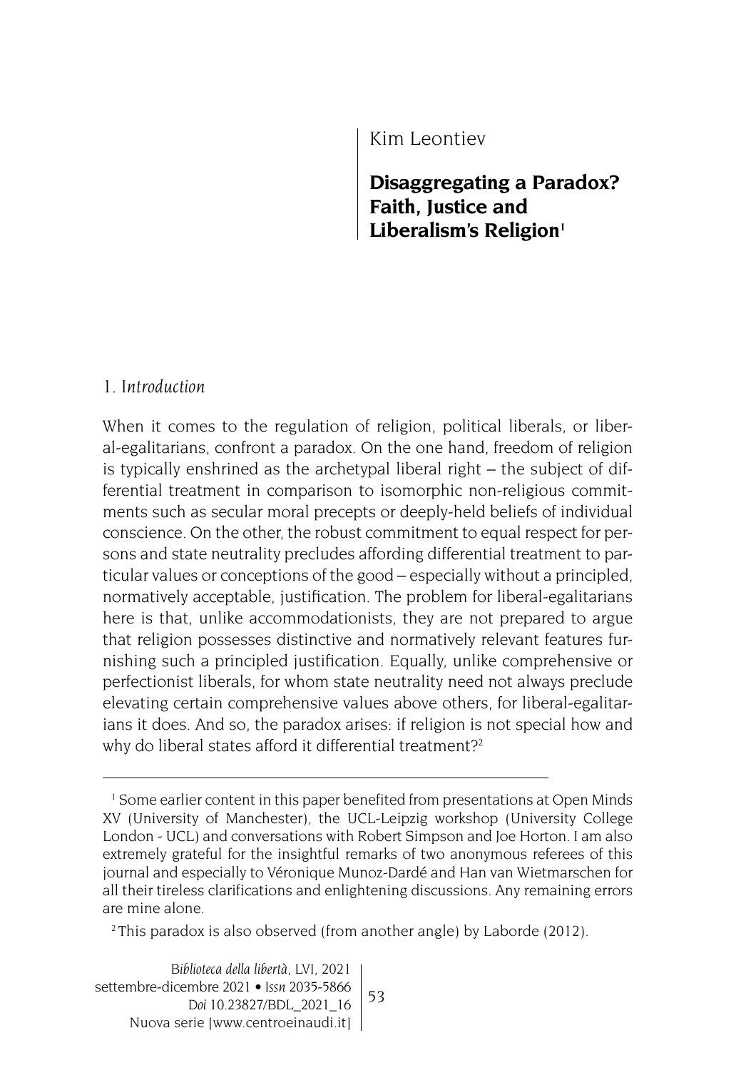Kim Leontiev

# Disaggregating a Paradox? Faith, Justice and Liberalism's Religion[1]

## 1. *Introduction*

When it comes to the regulation of religion, political liberals, or liberal-egalitarians, confront a paradox. On the one hand, freedom of religion is typically enshrined as the archetypal liberal right – the subject of differential treatment in comparison to isomorphic non-religious commitments such as secular moral precepts or deeply-held beliefs of individual conscience. On the other, the robust commitment to equal respect for persons and state neutrality precludes affording differential treatment to particular values or conceptions of the good – especially without a principled, normatively acceptable, justification. The problem for liberal-egalitarians here is that, unlike accommodationists, they are not prepared to argue that religion possesses distinctive and normatively relevant features furnishing such a principled justification. Equally, unlike comprehensive or perfectionist liberals, for whom state neutrality need not always preclude elevating certain comprehensive values above others, for liberal-egalitarians it does. And so, the paradox arises: if religion is not special how and why do liberal states afford it differential treatment?[2]

---

[1] Some earlier content in this paper benefited from presentations at Open Minds XV (University of Manchester), the UCL-Leipzig workshop (University College London - UCL) and conversations with Robert Simpson and Joe Horton. I am also extremely grateful for the insightful remarks of two anonymous referees of this journal and especially to Véronique Munoz-Dardé and Han van Wietmarschen for all their tireless clarifications and enlightening discussions. Any remaining errors are mine alone.

[2] This paradox is also observed (from another angle) by Laborde (2012).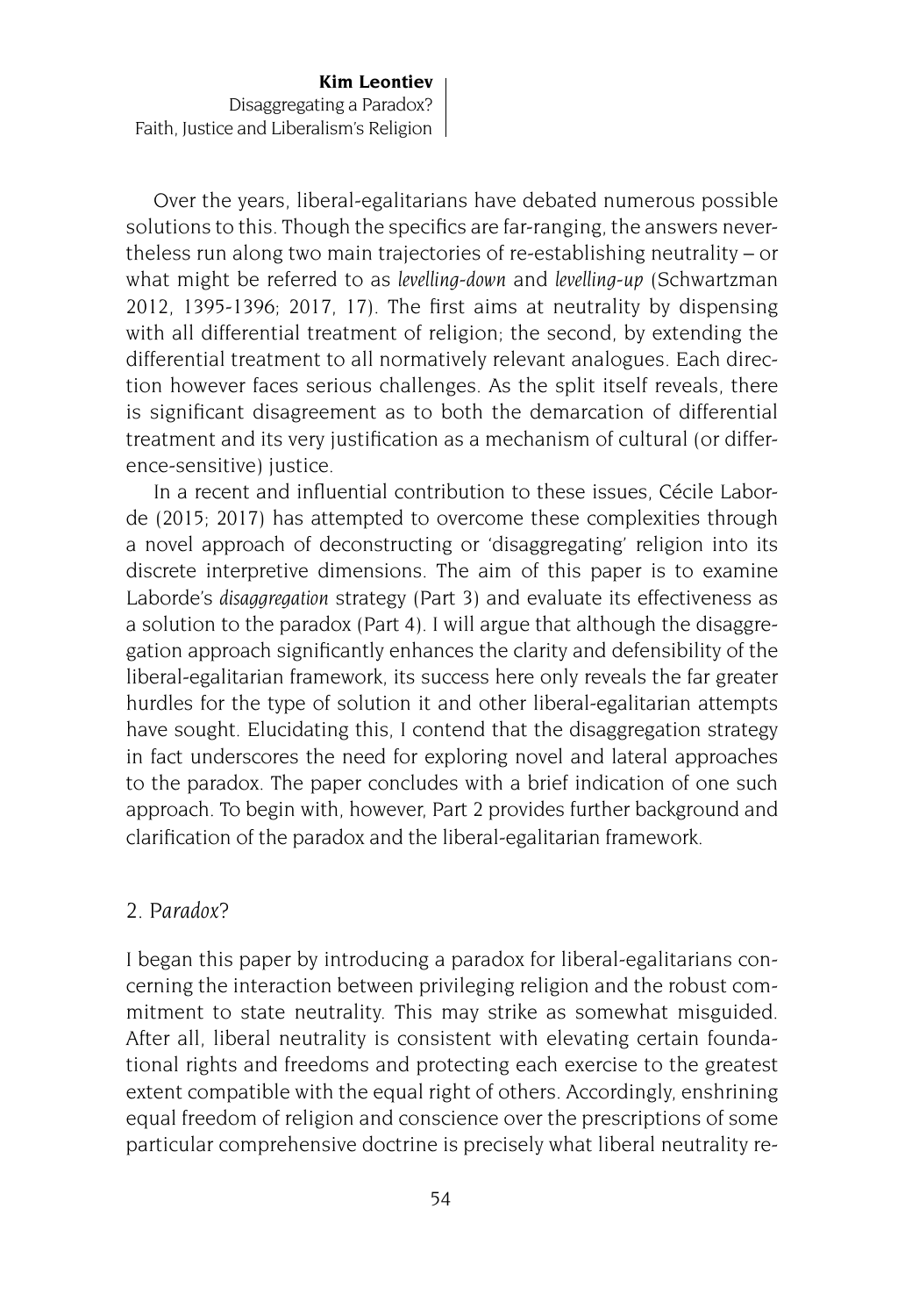Over the years, liberal-egalitarians have debated numerous possible solutions to this. Though the specifics are far-ranging, the answers nevertheless run along two main trajectories of re-establishing neutrality – or what might be referred to as *levelling-down* and *levelling-up* (Schwartzman 2012, 1395-1396; 2017, 17). The first aims at neutrality by dispensing with all differential treatment of religion; the second, by extending the differential treatment to all normatively relevant analogues. Each direction however faces serious challenges. As the split itself reveals, there is significant disagreement as to both the demarcation of differential treatment and its very justification as a mechanism of cultural (or difference-sensitive) justice.

In a recent and influential contribution to these issues, Cécile Laborde (2015; 2017) has attempted to overcome these complexities through a novel approach of deconstructing or 'disaggregating' religion into its discrete interpretive dimensions. The aim of this paper is to examine Laborde's *disaggregation* strategy (Part 3) and evaluate its effectiveness as a solution to the paradox (Part 4). I will argue that although the disaggregation approach significantly enhances the clarity and defensibility of the liberal-egalitarian framework, its success here only reveals the far greater hurdles for the type of solution it and other liberal-egalitarian attempts have sought. Elucidating this, I contend that the disaggregation strategy in fact underscores the need for exploring novel and lateral approaches to the paradox. The paper concludes with a brief indication of one such approach. To begin with, however, Part 2 provides further background and clarification of the paradox and the liberal-egalitarian framework.

## 2. P*aradox*?

I began this paper by introducing a paradox for liberal-egalitarians concerning the interaction between privileging religion and the robust commitment to state neutrality. This may strike as somewhat misguided. After all, liberal neutrality is consistent with elevating certain foundational rights and freedoms and protecting each exercise to the greatest extent compatible with the equal right of others. Accordingly, enshrining equal freedom of religion and conscience over the prescriptions of some particular comprehensive doctrine is precisely what liberal neutrality re-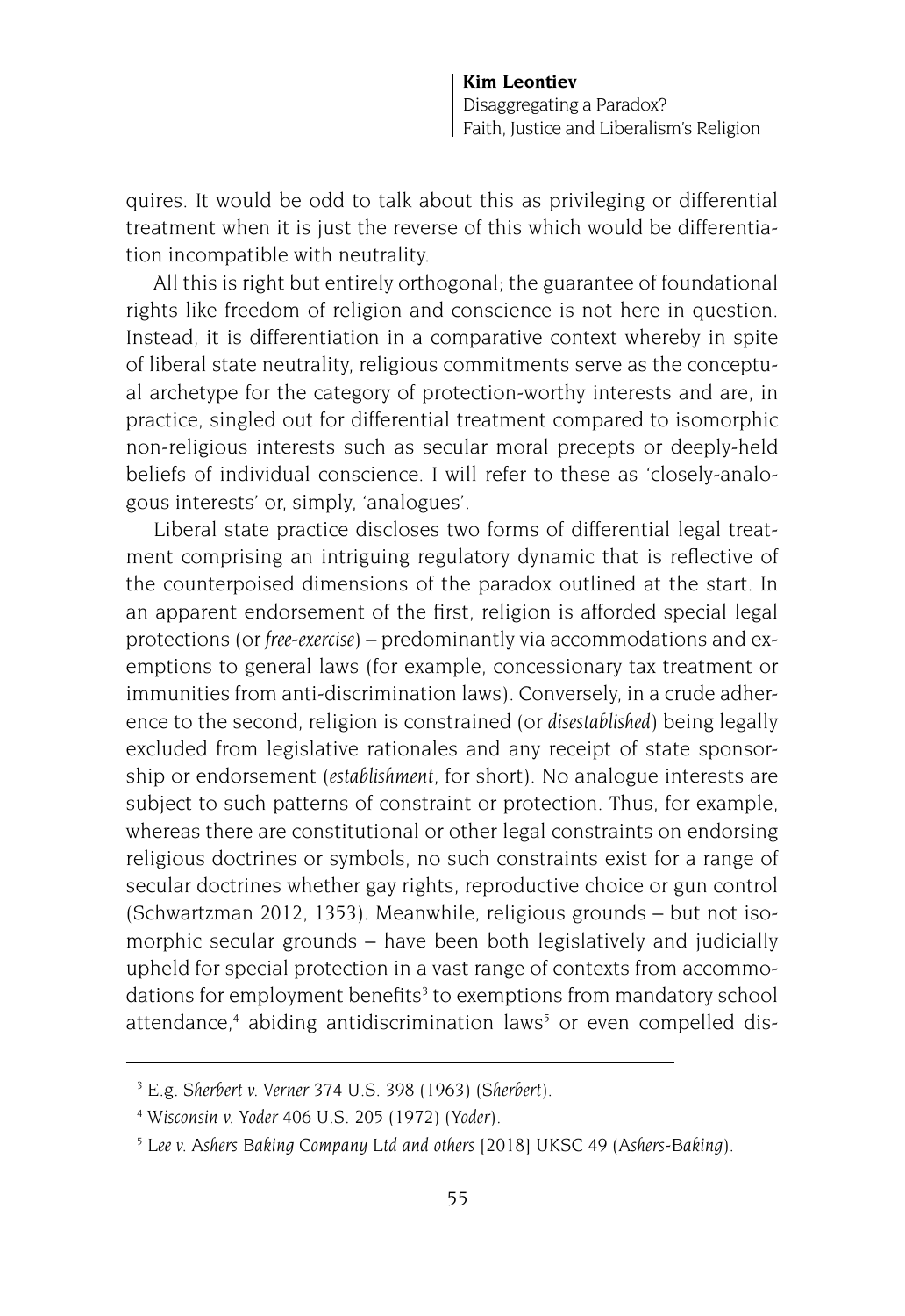quires. It would be odd to talk about this as privileging or differential treatment when it is just the reverse of this which would be differentiation incompatible with neutrality.

All this is right but entirely orthogonal; the guarantee of foundational rights like freedom of religion and conscience is not here in question. Instead, it is differentiation in a comparative context whereby in spite of liberal state neutrality, religious commitments serve as the conceptual archetype for the category of protection-worthy interests and are, in practice, singled out for differential treatment compared to isomorphic non-religious interests such as secular moral precepts or deeply-held beliefs of individual conscience. I will refer to these as 'closely-analogous interests' or, simply, 'analogues'.

Liberal state practice discloses two forms of differential legal treatment comprising an intriguing regulatory dynamic that is reflective of the counterpoised dimensions of the paradox outlined at the start. In an apparent endorsement of the first, religion is afforded special legal protections (or *free-exercise*) – predominantly via accommodations and exemptions to general laws (for example, concessionary tax treatment or immunities from anti-discrimination laws). Conversely, in a crude adherence to the second, religion is constrained (or *disestablished*) being legally excluded from legislative rationales and any receipt of state sponsorship or endorsement (*establishment*, for short). No analogue interests are subject to such patterns of constraint or protection. Thus, for example, whereas there are constitutional or other legal constraints on endorsing religious doctrines or symbols, no such constraints exist for a range of secular doctrines whether gay rights, reproductive choice or gun control (Schwartzman 2012, 1353). Meanwhile, religious grounds – but not isomorphic secular grounds – have been both legislatively and judicially upheld for special protection in a vast range of contexts from accommodations for employment benefits[3] to exemptions from mandatory school attendance,[4] abiding antidiscrimination laws[5] or even compelled dis-

---

[3] E.g. *Sherbert v. Verner* 374 U.S. 398 (1963) (*Sherbert*).

[4] *Wisconsin v. Yoder* 406 U.S. 205 (1972) (*Yoder*).

[5] *Lee v. Ashers Baking Company Ltd and others* [2018] UKSC 49 (*Ashers-Baking*).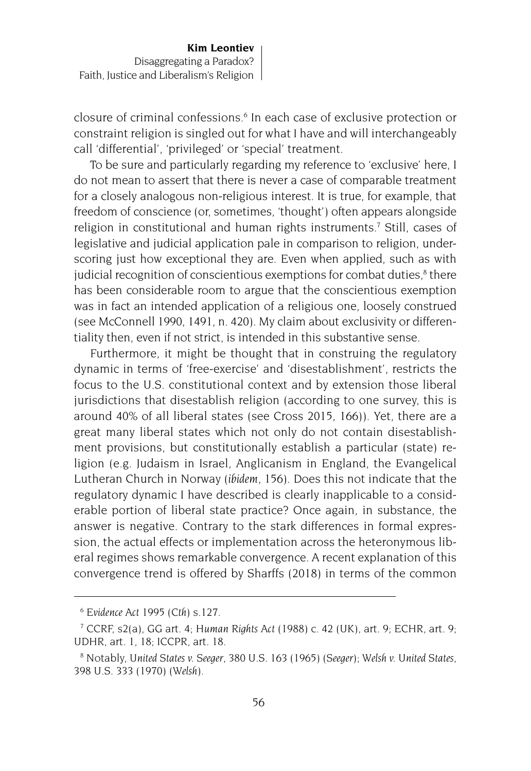closure of criminal confessions.[6] In each case of exclusive protection or constraint religion is singled out for what I have and will interchangeably call 'differential', 'privileged' or 'special' treatment.

To be sure and particularly regarding my reference to 'exclusive' here, I do not mean to assert that there is never a case of comparable treatment for a closely analogous non-religious interest. It is true, for example, that freedom of conscience (or, sometimes, 'thought') often appears alongside religion in constitutional and human rights instruments.[7] Still, cases of legislative and judicial application pale in comparison to religion, underscoring just how exceptional they are. Even when applied, such as with judicial recognition of conscientious exemptions for combat duties,[8] there has been considerable room to argue that the conscientious exemption was in fact an intended application of a religious one, loosely construed (see McConnell 1990, 1491, n. 420). My claim about exclusivity or differentiality then, even if not strict, is intended in this substantive sense.

Furthermore, it might be thought that in construing the regulatory dynamic in terms of 'free-exercise' and 'disestablishment', restricts the focus to the U.S. constitutional context and by extension those liberal jurisdictions that disestablish religion (according to one survey, this is around 40% of all liberal states (see Cross 2015, 166)). Yet, there are a great many liberal states which not only do not contain disestablishment provisions, but constitutionally establish a particular (state) religion (e.g. Judaism in Israel, Anglicanism in England, the Evangelical Lutheran Church in Norway (*ibidem*, 156). Does this not indicate that the regulatory dynamic I have described is clearly inapplicable to a considerable portion of liberal state practice? Once again, in substance, the answer is negative. Contrary to the stark differences in formal expression, the actual effects or implementation across the heteronymous liberal regimes shows remarkable convergence. A recent explanation of this convergence trend is offered by Sharffs (2018) in terms of the common

---

[6] *Evidence Act* 1995 (*Cth*) s.127.

[7] CCRF, s2(a), GG art. 4; *Human Rights Act* (1988) c. 42 (UK), art. 9; ECHR, art. 9; UDHR, art. 1, 18; ICCPR, art. 18.

[8] Notably, *United States v. Seeger*, 380 U.S. 163 (1965) (*Seeger*); *Welsh v. United States*, 398 U.S. 333 (1970) (*Welsh*).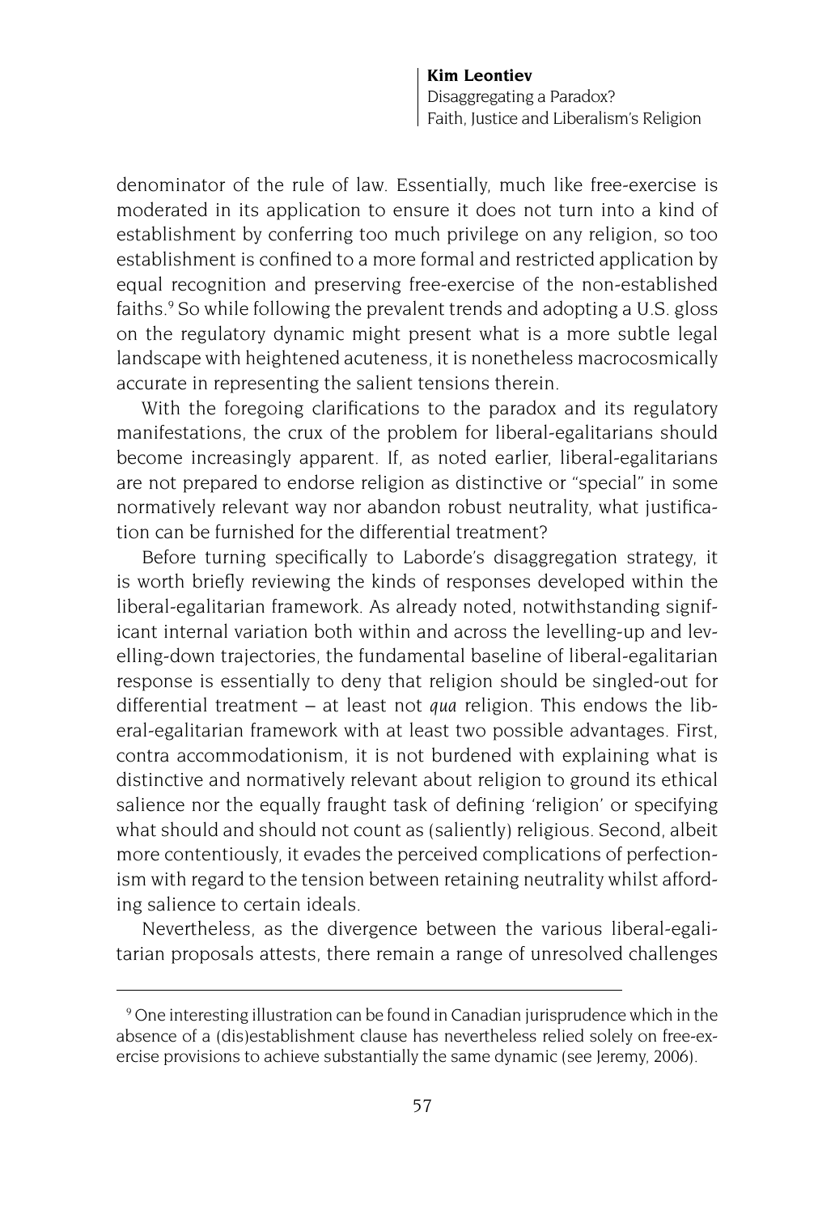denominator of the rule of law. Essentially, much like free-exercise is moderated in its application to ensure it does not turn into a kind of establishment by conferring too much privilege on any religion, so too establishment is confined to a more formal and restricted application by equal recognition and preserving free-exercise of the non-established faiths.[9] So while following the prevalent trends and adopting a U.S. gloss on the regulatory dynamic might present what is a more subtle legal landscape with heightened acuteness, it is nonetheless macrocosmically accurate in representing the salient tensions therein.

With the foregoing clarifications to the paradox and its regulatory manifestations, the crux of the problem for liberal-egalitarians should become increasingly apparent. If, as noted earlier, liberal-egalitarians are not prepared to endorse religion as distinctive or "special" in some normatively relevant way nor abandon robust neutrality, what justification can be furnished for the differential treatment?

Before turning specifically to Laborde's disaggregation strategy, it is worth briefly reviewing the kinds of responses developed within the liberal-egalitarian framework. As already noted, notwithstanding significant internal variation both within and across the levelling-up and levelling-down trajectories, the fundamental baseline of liberal-egalitarian response is essentially to deny that religion should be singled-out for differential treatment – at least not *qua* religion. This endows the liberal-egalitarian framework with at least two possible advantages. First, contra accommodationism, it is not burdened with explaining what is distinctive and normatively relevant about religion to ground its ethical salience nor the equally fraught task of defining 'religion' or specifying what should and should not count as (saliently) religious. Second, albeit more contentiously, it evades the perceived complications of perfectionism with regard to the tension between retaining neutrality whilst affording salience to certain ideals.

Nevertheless, as the divergence between the various liberal-egalitarian proposals attests, there remain a range of unresolved challenges

---

[9] One interesting illustration can be found in Canadian jurisprudence which in the absence of a (dis)establishment clause has nevertheless relied solely on free-exercise provisions to achieve substantially the same dynamic (see Jeremy, 2006).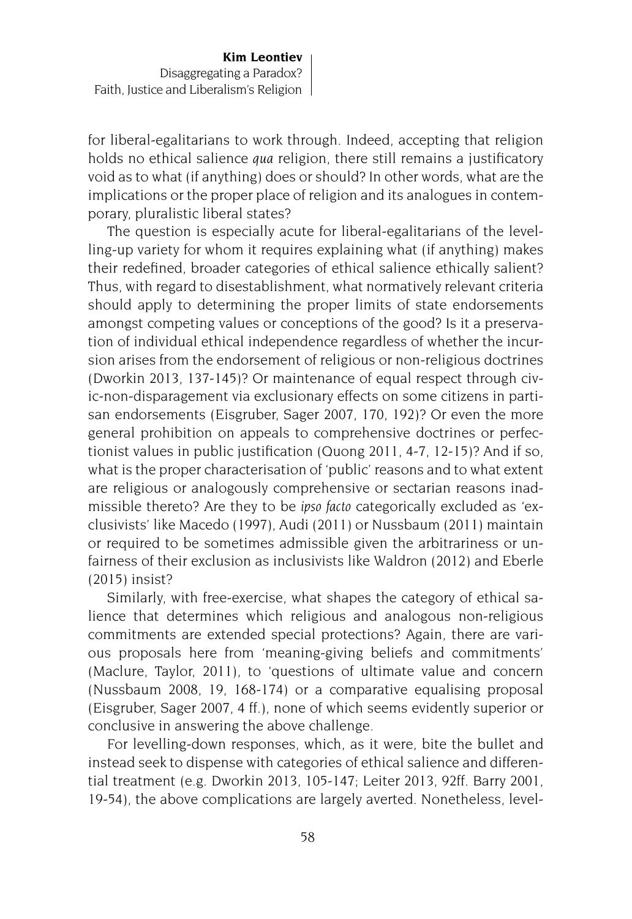for liberal-egalitarians to work through. Indeed, accepting that religion holds no ethical salience *qua* religion, there still remains a justificatory void as to what (if anything) does or should? In other words, what are the implications or the proper place of religion and its analogues in contemporary, pluralistic liberal states?

The question is especially acute for liberal-egalitarians of the levelling-up variety for whom it requires explaining what (if anything) makes their redefined, broader categories of ethical salience ethically salient? Thus, with regard to disestablishment, what normatively relevant criteria should apply to determining the proper limits of state endorsements amongst competing values or conceptions of the good? Is it a preservation of individual ethical independence regardless of whether the incursion arises from the endorsement of religious or non-religious doctrines (Dworkin 2013, 137-145)? Or maintenance of equal respect through civic-non-disparagement via exclusionary effects on some citizens in partisan endorsements (Eisgruber, Sager 2007, 170, 192)? Or even the more general prohibition on appeals to comprehensive doctrines or perfectionist values in public justification (Quong 2011, 4-7, 12-15)? And if so, what is the proper characterisation of 'public' reasons and to what extent are religious or analogously comprehensive or sectarian reasons inadmissible thereto? Are they to be *ipso facto* categorically excluded as 'exclusivists' like Macedo (1997), Audi (2011) or Nussbaum (2011) maintain or required to be sometimes admissible given the arbitrariness or unfairness of their exclusion as inclusivists like Waldron (2012) and Eberle (2015) insist?

Similarly, with free-exercise, what shapes the category of ethical salience that determines which religious and analogous non-religious commitments are extended special protections? Again, there are various proposals here from 'meaning-giving beliefs and commitments' (Maclure, Taylor, 2011), to 'questions of ultimate value and concern (Nussbaum 2008, 19, 168-174) or a comparative equalising proposal (Eisgruber, Sager 2007, 4 ff.), none of which seems evidently superior or conclusive in answering the above challenge.

For levelling-down responses, which, as it were, bite the bullet and instead seek to dispense with categories of ethical salience and differential treatment (e.g. Dworkin 2013, 105-147; Leiter 2013, 92ff. Barry 2001, 19-54), the above complications are largely averted. Nonetheless, level-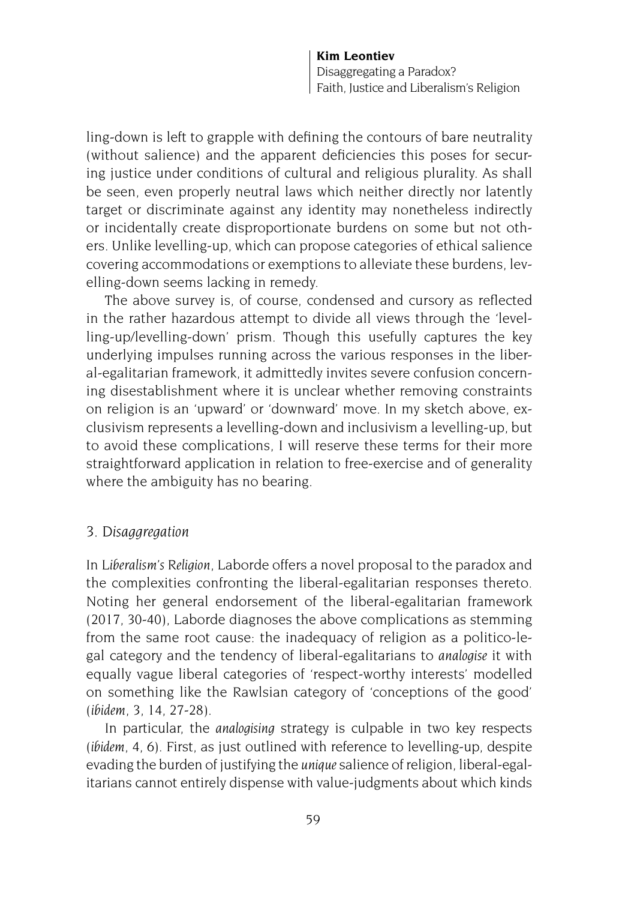ling-down is left to grapple with defining the contours of bare neutrality (without salience) and the apparent deficiencies this poses for securing justice under conditions of cultural and religious plurality. As shall be seen, even properly neutral laws which neither directly nor latently target or discriminate against any identity may nonetheless indirectly or incidentally create disproportionate burdens on some but not others. Unlike levelling-up, which can propose categories of ethical salience covering accommodations or exemptions to alleviate these burdens, levelling-down seems lacking in remedy.

The above survey is, of course, condensed and cursory as reflected in the rather hazardous attempt to divide all views through the 'levelling-up/levelling-down' prism. Though this usefully captures the key underlying impulses running across the various responses in the liberal-egalitarian framework, it admittedly invites severe confusion concerning disestablishment where it is unclear whether removing constraints on religion is an 'upward' or 'downward' move. In my sketch above, exclusivism represents a levelling-down and inclusivism a levelling-up, but to avoid these complications, I will reserve these terms for their more straightforward application in relation to free-exercise and of generality where the ambiguity has no bearing.

## 3. *Disaggregation*

In *Liberalism's Religion*, Laborde offers a novel proposal to the paradox and the complexities confronting the liberal-egalitarian responses thereto. Noting her general endorsement of the liberal-egalitarian framework (2017, 30-40), Laborde diagnoses the above complications as stemming from the same root cause: the inadequacy of religion as a politico-legal category and the tendency of liberal-egalitarians to *analogise* it with equally vague liberal categories of 'respect-worthy interests' modelled on something like the Rawlsian category of 'conceptions of the good' (*ibidem*, 3, 14, 27-28).

In particular, the *analogising* strategy is culpable in two key respects (*ibidem*, 4, 6). First, as just outlined with reference to levelling-up, despite evading the burden of justifying the *unique* salience of religion, liberal-egalitarians cannot entirely dispense with value-judgments about which kinds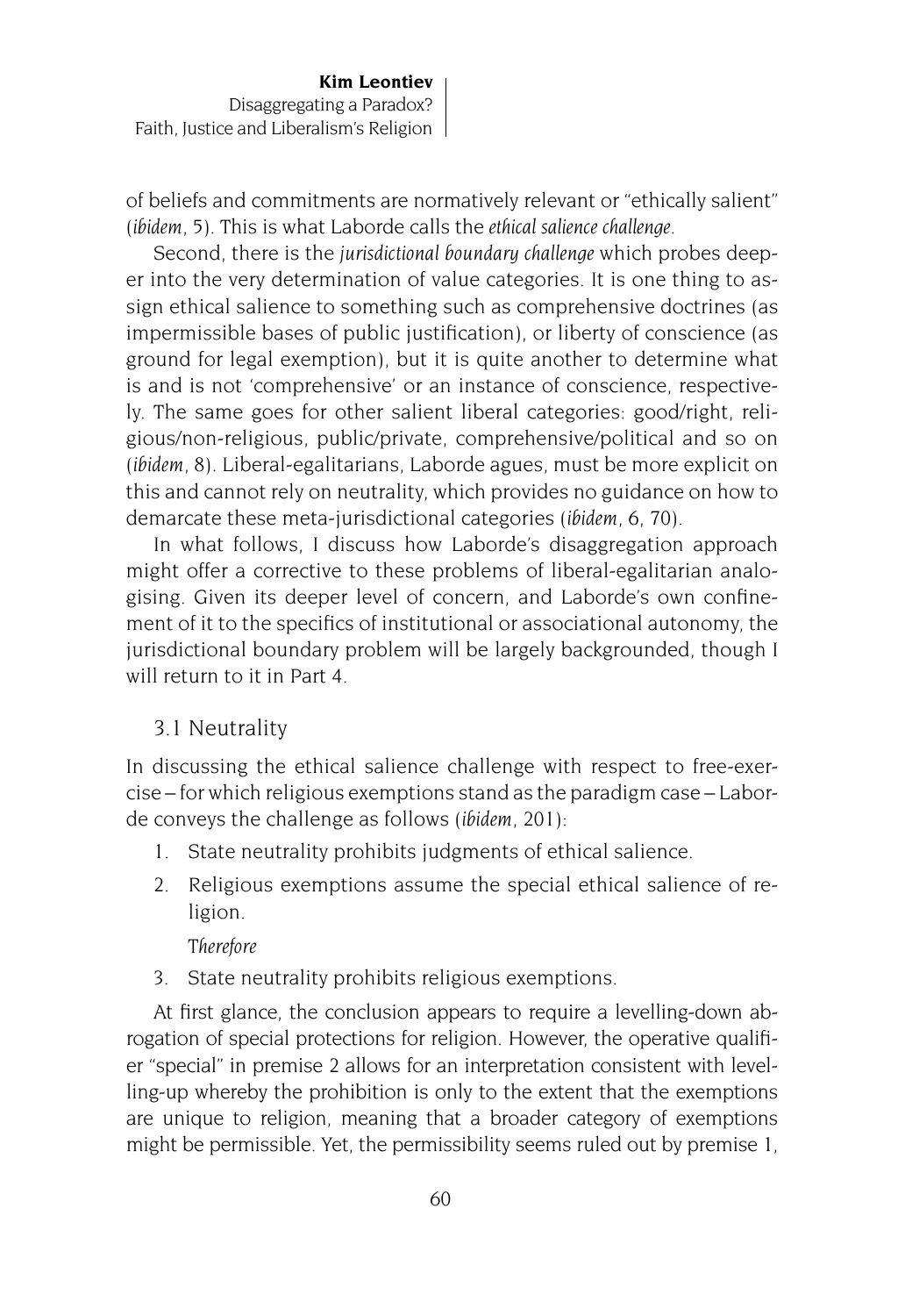of beliefs and commitments are normatively relevant or "ethically salient" (*ibidem*, 5). This is what Laborde calls the *ethical salience challenge*.

Second, there is the *jurisdictional boundary challenge* which probes deeper into the very determination of value categories. It is one thing to assign ethical salience to something such as comprehensive doctrines (as impermissible bases of public justification), or liberty of conscience (as ground for legal exemption), but it is quite another to determine what is and is not 'comprehensive' or an instance of conscience, respectively. The same goes for other salient liberal categories: good/right, religious/non-religious, public/private, comprehensive/political and so on (*ibidem*, 8). Liberal-egalitarians, Laborde agues, must be more explicit on this and cannot rely on neutrality, which provides no guidance on how to demarcate these meta-jurisdictional categories (*ibidem*, 6, 70).

In what follows, I discuss how Laborde's disaggregation approach might offer a corrective to these problems of liberal-egalitarian analogising. Given its deeper level of concern, and Laborde's own confinement of it to the specifics of institutional or associational autonomy, the jurisdictional boundary problem will be largely backgrounded, though I will return to it in Part 4.

### 3.1 Neutrality

In discussing the ethical salience challenge with respect to free-exercise – for which religious exemptions stand as the paradigm case – Laborde conveys the challenge as follows (*ibidem*, 201):

1. State neutrality prohibits judgments of ethical salience.
2. Religious exemptions assume the special ethical salience of religion.

   *Therefore*

3. State neutrality prohibits religious exemptions.

At first glance, the conclusion appears to require a levelling-down abrogation of special protections for religion. However, the operative qualifier "special" in premise 2 allows for an interpretation consistent with levelling-up whereby the prohibition is only to the extent that the exemptions are unique to religion, meaning that a broader category of exemptions might be permissible. Yet, the permissibility seems ruled out by premise 1,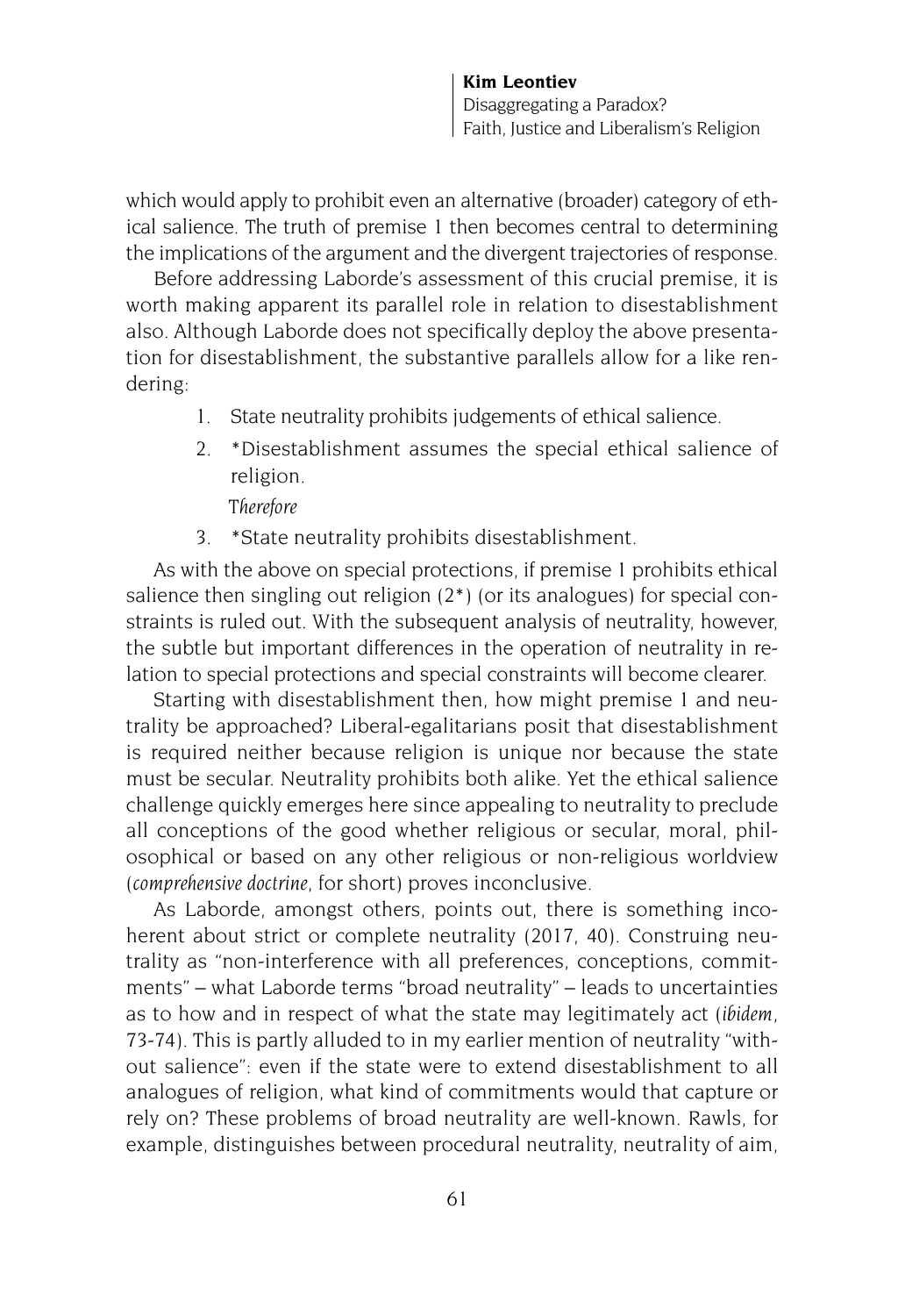which would apply to prohibit even an alternative (broader) category of ethical salience. The truth of premise 1 then becomes central to determining the implications of the argument and the divergent trajectories of response.

Before addressing Laborde's assessment of this crucial premise, it is worth making apparent its parallel role in relation to disestablishment also. Although Laborde does not specifically deploy the above presentation for disestablishment, the substantive parallels allow for a like rendering:

1. State neutrality prohibits judgements of ethical salience.
2. *Disestablishment assumes the special ethical salience of religion.

   *Therefore*

3. *State neutrality prohibits disestablishment.

As with the above on special protections, if premise 1 prohibits ethical salience then singling out religion (2*) (or its analogues) for special constraints is ruled out. With the subsequent analysis of neutrality, however, the subtle but important differences in the operation of neutrality in relation to special protections and special constraints will become clearer.

Starting with disestablishment then, how might premise 1 and neutrality be approached? Liberal-egalitarians posit that disestablishment is required neither because religion is unique nor because the state must be secular. Neutrality prohibits both alike. Yet the ethical salience challenge quickly emerges here since appealing to neutrality to preclude all conceptions of the good whether religious or secular, moral, philosophical or based on any other religious or non-religious worldview (*comprehensive doctrine*, for short) proves inconclusive.

As Laborde, amongst others, points out, there is something incoherent about strict or complete neutrality (2017, 40). Construing neutrality as "non-interference with all preferences, conceptions, commitments" – what Laborde terms "broad neutrality" – leads to uncertainties as to how and in respect of what the state may legitimately act (*ibidem*, 73-74). This is partly alluded to in my earlier mention of neutrality "without salience": even if the state were to extend disestablishment to all analogues of religion, what kind of commitments would that capture or rely on? These problems of broad neutrality are well-known. Rawls, for example, distinguishes between procedural neutrality, neutrality of aim,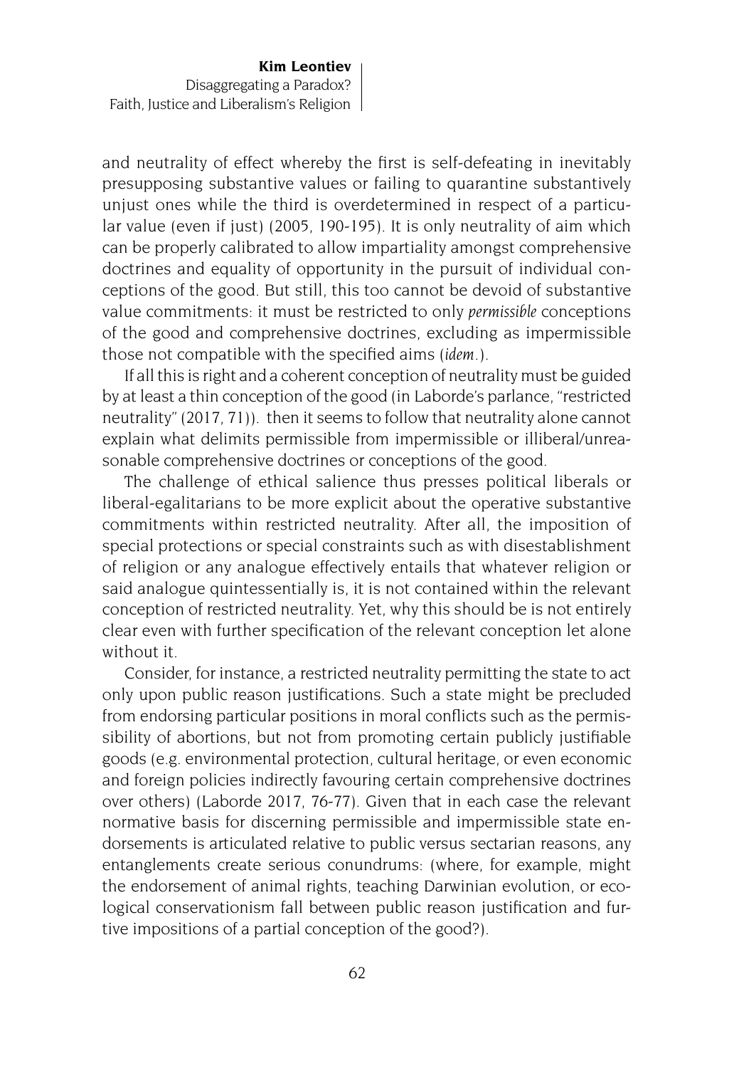and neutrality of effect whereby the first is self-defeating in inevitably presupposing substantive values or failing to quarantine substantively unjust ones while the third is overdetermined in respect of a particular value (even if just) (2005, 190-195). It is only neutrality of aim which can be properly calibrated to allow impartiality amongst comprehensive doctrines and equality of opportunity in the pursuit of individual conceptions of the good. But still, this too cannot be devoid of substantive value commitments: it must be restricted to only *permissible* conceptions of the good and comprehensive doctrines, excluding as impermissible those not compatible with the specified aims (*idem*.).

If all this is right and a coherent conception of neutrality must be guided by at least a thin conception of the good (in Laborde's parlance, "restricted neutrality" (2017, 71)). then it seems to follow that neutrality alone cannot explain what delimits permissible from impermissible or illiberal/unreasonable comprehensive doctrines or conceptions of the good.

The challenge of ethical salience thus presses political liberals or liberal-egalitarians to be more explicit about the operative substantive commitments within restricted neutrality. After all, the imposition of special protections or special constraints such as with disestablishment of religion or any analogue effectively entails that whatever religion or said analogue quintessentially is, it is not contained within the relevant conception of restricted neutrality. Yet, why this should be is not entirely clear even with further specification of the relevant conception let alone without it.

Consider, for instance, a restricted neutrality permitting the state to act only upon public reason justifications. Such a state might be precluded from endorsing particular positions in moral conflicts such as the permissibility of abortions, but not from promoting certain publicly justifiable goods (e.g. environmental protection, cultural heritage, or even economic and foreign policies indirectly favouring certain comprehensive doctrines over others) (Laborde 2017, 76-77). Given that in each case the relevant normative basis for discerning permissible and impermissible state endorsements is articulated relative to public versus sectarian reasons, any entanglements create serious conundrums: (where, for example, might the endorsement of animal rights, teaching Darwinian evolution, or ecological conservationism fall between public reason justification and furtive impositions of a partial conception of the good?).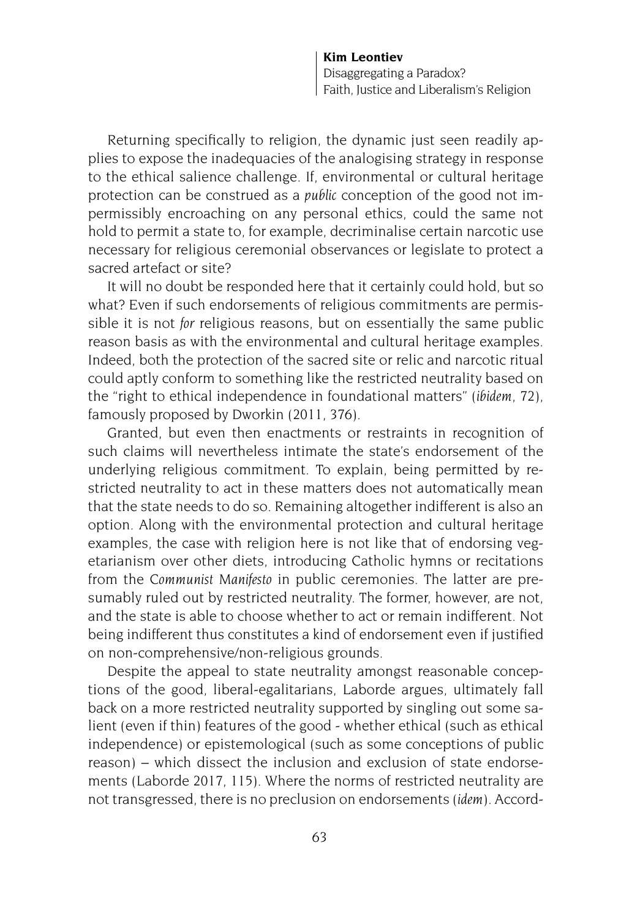Returning specifically to religion, the dynamic just seen readily applies to expose the inadequacies of the analogising strategy in response to the ethical salience challenge. If, environmental or cultural heritage protection can be construed as a *public* conception of the good not impermissibly encroaching on any personal ethics, could the same not hold to permit a state to, for example, decriminalise certain narcotic use necessary for religious ceremonial observances or legislate to protect a sacred artefact or site?

It will no doubt be responded here that it certainly could hold, but so what? Even if such endorsements of religious commitments are permissible it is not *for* religious reasons, but on essentially the same public reason basis as with the environmental and cultural heritage examples. Indeed, both the protection of the sacred site or relic and narcotic ritual could aptly conform to something like the restricted neutrality based on the "right to ethical independence in foundational matters" (*ibidem*, 72), famously proposed by Dworkin (2011, 376).

Granted, but even then enactments or restraints in recognition of such claims will nevertheless intimate the state's endorsement of the underlying religious commitment. To explain, being permitted by restricted neutrality to act in these matters does not automatically mean that the state needs to do so. Remaining altogether indifferent is also an option. Along with the environmental protection and cultural heritage examples, the case with religion here is not like that of endorsing vegetarianism over other diets, introducing Catholic hymns or recitations from the *Communist Manifesto* in public ceremonies. The latter are presumably ruled out by restricted neutrality. The former, however, are not, and the state is able to choose whether to act or remain indifferent. Not being indifferent thus constitutes a kind of endorsement even if justified on non-comprehensive/non-religious grounds.

Despite the appeal to state neutrality amongst reasonable conceptions of the good, liberal-egalitarians, Laborde argues, ultimately fall back on a more restricted neutrality supported by singling out some salient (even if thin) features of the good - whether ethical (such as ethical independence) or epistemological (such as some conceptions of public reason) – which dissect the inclusion and exclusion of state endorsements (Laborde 2017, 115). Where the norms of restricted neutrality are not transgressed, there is no preclusion on endorsements (*idem*). Accord-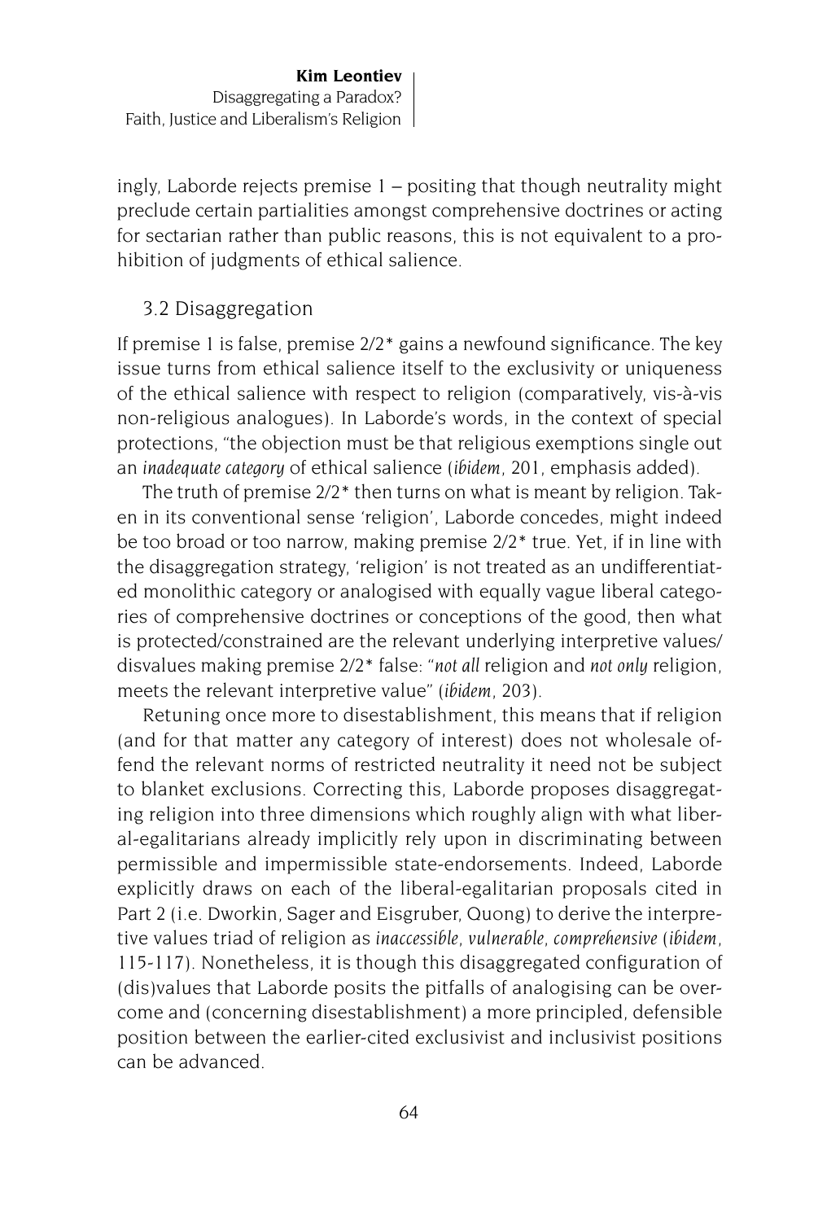ingly, Laborde rejects premise 1 – positing that though neutrality might preclude certain partialities amongst comprehensive doctrines or acting for sectarian rather than public reasons, this is not equivalent to a prohibition of judgments of ethical salience.

### 3.2 Disaggregation

If premise 1 is false, premise 2/2* gains a newfound significance. The key issue turns from ethical salience itself to the exclusivity or uniqueness of the ethical salience with respect to religion (comparatively, vis-à-vis non-religious analogues). In Laborde's words, in the context of special protections, "the objection must be that religious exemptions single out an *inadequate category* of ethical salience (*ibidem*, 201, emphasis added).

The truth of premise 2/2* then turns on what is meant by religion. Taken in its conventional sense 'religion', Laborde concedes, might indeed be too broad or too narrow, making premise 2/2* true. Yet, if in line with the disaggregation strategy, 'religion' is not treated as an undifferentiated monolithic category or analogised with equally vague liberal categories of comprehensive doctrines or conceptions of the good, then what is protected/constrained are the relevant underlying interpretive values/disvalues making premise 2/2* false: "*not all* religion and *not only* religion, meets the relevant interpretive value" (*ibidem*, 203).

Retuning once more to disestablishment, this means that if religion (and for that matter any category of interest) does not wholesale offend the relevant norms of restricted neutrality it need not be subject to blanket exclusions. Correcting this, Laborde proposes disaggregating religion into three dimensions which roughly align with what liberal-egalitarians already implicitly rely upon in discriminating between permissible and impermissible state-endorsements. Indeed, Laborde explicitly draws on each of the liberal-egalitarian proposals cited in Part 2 (i.e. Dworkin, Sager and Eisgruber, Quong) to derive the interpretive values triad of religion as *inaccessible*, *vulnerable*, *comprehensive* (*ibidem*, 115-117). Nonetheless, it is though this disaggregated configuration of (dis)values that Laborde posits the pitfalls of analogising can be overcome and (concerning disestablishment) a more principled, defensible position between the earlier-cited exclusivist and inclusivist positions can be advanced.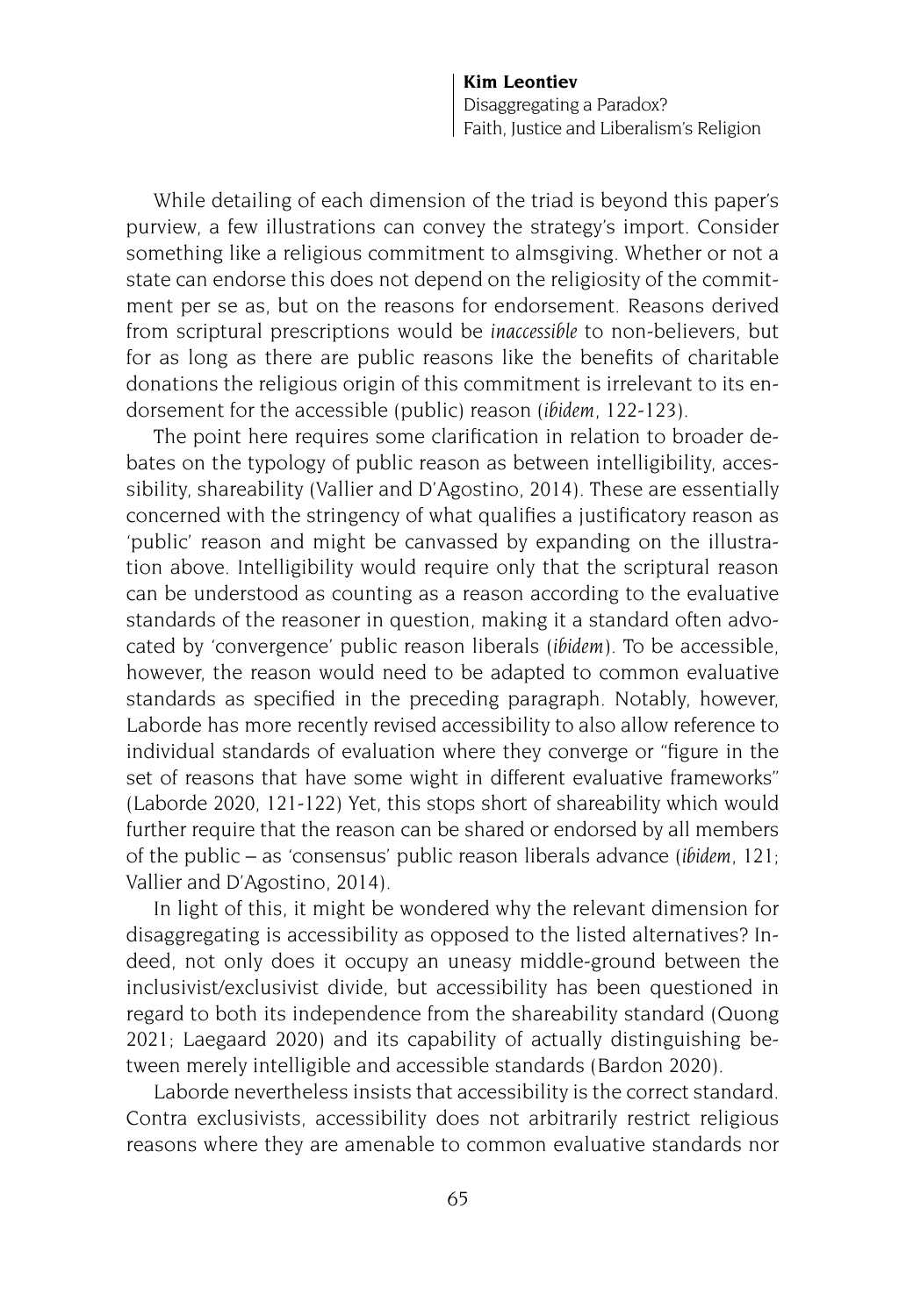While detailing of each dimension of the triad is beyond this paper's purview, a few illustrations can convey the strategy's import. Consider something like a religious commitment to almsgiving. Whether or not a state can endorse this does not depend on the religiosity of the commitment per se as, but on the reasons for endorsement. Reasons derived from scriptural prescriptions would be *inaccessible* to non-believers, but for as long as there are public reasons like the benefits of charitable donations the religious origin of this commitment is irrelevant to its endorsement for the accessible (public) reason (*ibidem*, 122-123).

The point here requires some clarification in relation to broader debates on the typology of public reason as between intelligibility, accessibility, shareability (Vallier and D'Agostino, 2014). These are essentially concerned with the stringency of what qualifies a justificatory reason as 'public' reason and might be canvassed by expanding on the illustration above. Intelligibility would require only that the scriptural reason can be understood as counting as a reason according to the evaluative standards of the reasoner in question, making it a standard often advocated by 'convergence' public reason liberals (*ibidem*). To be accessible, however, the reason would need to be adapted to common evaluative standards as specified in the preceding paragraph. Notably, however, Laborde has more recently revised accessibility to also allow reference to individual standards of evaluation where they converge or "figure in the set of reasons that have some wight in different evaluative frameworks" (Laborde 2020, 121-122) Yet, this stops short of shareability which would further require that the reason can be shared or endorsed by all members of the public – as 'consensus' public reason liberals advance (*ibidem*, 121; Vallier and D'Agostino, 2014).

In light of this, it might be wondered why the relevant dimension for disaggregating is accessibility as opposed to the listed alternatives? Indeed, not only does it occupy an uneasy middle-ground between the inclusivist/exclusivist divide, but accessibility has been questioned in regard to both its independence from the shareability standard (Quong 2021; Laegaard 2020) and its capability of actually distinguishing between merely intelligible and accessible standards (Bardon 2020).

Laborde nevertheless insists that accessibility is the correct standard. Contra exclusivists, accessibility does not arbitrarily restrict religious reasons where they are amenable to common evaluative standards nor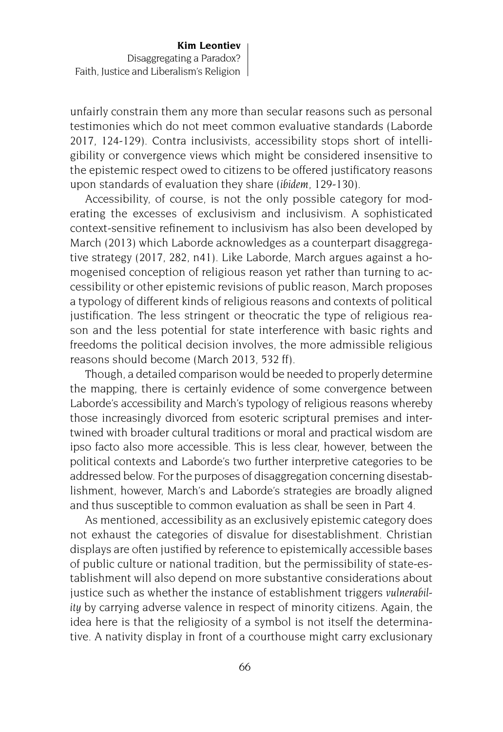unfairly constrain them any more than secular reasons such as personal testimonies which do not meet common evaluative standards (Laborde 2017, 124-129). Contra inclusivists, accessibility stops short of intelligibility or convergence views which might be considered insensitive to the epistemic respect owed to citizens to be offered justificatory reasons upon standards of evaluation they share (*ibidem*, 129-130).

Accessibility, of course, is not the only possible category for moderating the excesses of exclusivism and inclusivism. A sophisticated context-sensitive refinement to inclusivism has also been developed by March (2013) which Laborde acknowledges as a counterpart disaggregative strategy (2017, 282, n41). Like Laborde, March argues against a homogenised conception of religious reason yet rather than turning to accessibility or other epistemic revisions of public reason, March proposes a typology of different kinds of religious reasons and contexts of political justification. The less stringent or theocratic the type of religious reason and the less potential for state interference with basic rights and freedoms the political decision involves, the more admissible religious reasons should become (March 2013, 532 ff).

Though, a detailed comparison would be needed to properly determine the mapping, there is certainly evidence of some convergence between Laborde's accessibility and March's typology of religious reasons whereby those increasingly divorced from esoteric scriptural premises and intertwined with broader cultural traditions or moral and practical wisdom are ipso facto also more accessible. This is less clear, however, between the political contexts and Laborde's two further interpretive categories to be addressed below. For the purposes of disaggregation concerning disestablishment, however, March's and Laborde's strategies are broadly aligned and thus susceptible to common evaluation as shall be seen in Part 4.

As mentioned, accessibility as an exclusively epistemic category does not exhaust the categories of disvalue for disestablishment. Christian displays are often justified by reference to epistemically accessible bases of public culture or national tradition, but the permissibility of state-establishment will also depend on more substantive considerations about justice such as whether the instance of establishment triggers *vulnerability* by carrying adverse valence in respect of minority citizens. Again, the idea here is that the religiosity of a symbol is not itself the determinative. A nativity display in front of a courthouse might carry exclusionary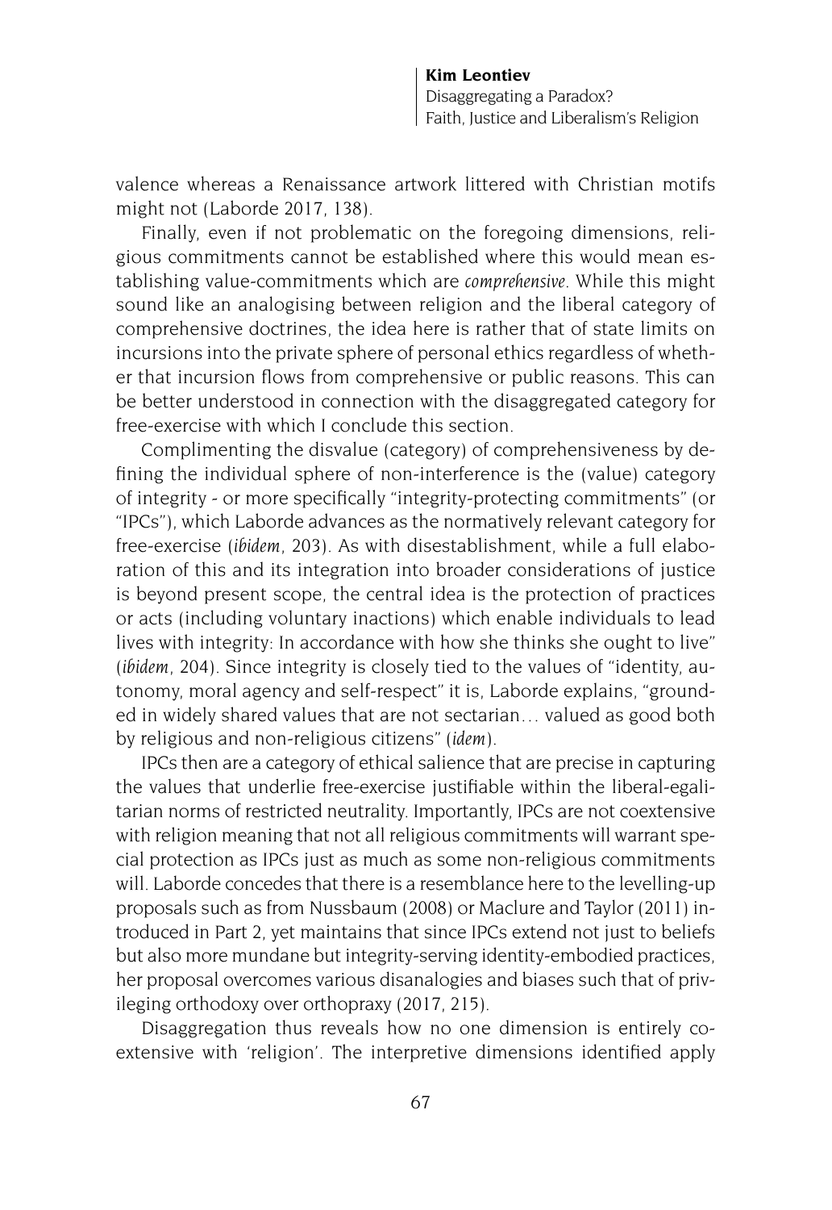valence whereas a Renaissance artwork littered with Christian motifs might not (Laborde 2017, 138).

Finally, even if not problematic on the foregoing dimensions, religious commitments cannot be established where this would mean establishing value-commitments which are *comprehensive*. While this might sound like an analogising between religion and the liberal category of comprehensive doctrines, the idea here is rather that of state limits on incursions into the private sphere of personal ethics regardless of whether that incursion flows from comprehensive or public reasons. This can be better understood in connection with the disaggregated category for free-exercise with which I conclude this section.

Complimenting the disvalue (category) of comprehensiveness by defining the individual sphere of non-interference is the (value) category of integrity - or more specifically "integrity-protecting commitments" (or "IPCs"), which Laborde advances as the normatively relevant category for free-exercise (*ibidem*, 203). As with disestablishment, while a full elaboration of this and its integration into broader considerations of justice is beyond present scope, the central idea is the protection of practices or acts (including voluntary inactions) which enable individuals to lead lives with integrity: In accordance with how she thinks she ought to live" (*ibidem*, 204). Since integrity is closely tied to the values of "identity, autonomy, moral agency and self-respect" it is, Laborde explains, "grounded in widely shared values that are not sectarian… valued as good both by religious and non-religious citizens" (*idem*).

IPCs then are a category of ethical salience that are precise in capturing the values that underlie free-exercise justifiable within the liberal-egalitarian norms of restricted neutrality. Importantly, IPCs are not coextensive with religion meaning that not all religious commitments will warrant special protection as IPCs just as much as some non-religious commitments will. Laborde concedes that there is a resemblance here to the levelling-up proposals such as from Nussbaum (2008) or Maclure and Taylor (2011) introduced in Part 2, yet maintains that since IPCs extend not just to beliefs but also more mundane but integrity-serving identity-embodied practices, her proposal overcomes various disanalogies and biases such that of privileging orthodoxy over orthopraxy (2017, 215).

Disaggregation thus reveals how no one dimension is entirely coextensive with 'religion'. The interpretive dimensions identified apply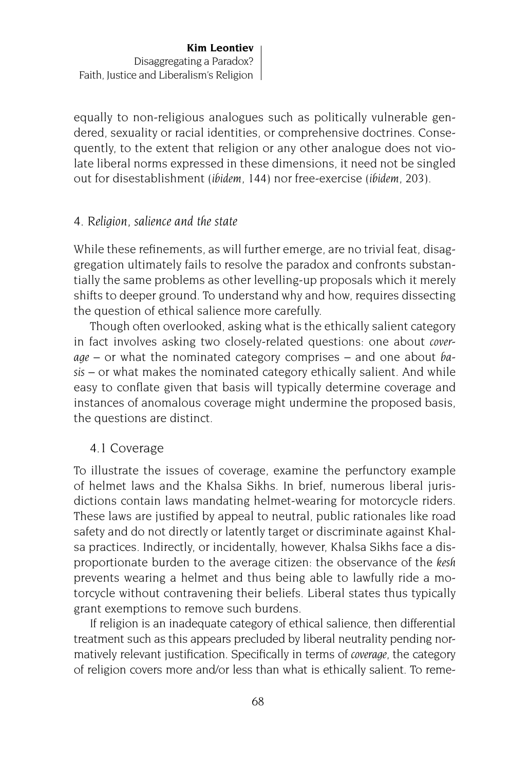equally to non-religious analogues such as politically vulnerable gendered, sexuality or racial identities, or comprehensive doctrines. Consequently, to the extent that religion or any other analogue does not violate liberal norms expressed in these dimensions, it need not be singled out for disestablishment (*ibidem*, 144) nor free-exercise (*ibidem*, 203).

## 4. *Religion, salience and the state*

While these refinements, as will further emerge, are no trivial feat, disaggregation ultimately fails to resolve the paradox and confronts substantially the same problems as other levelling-up proposals which it merely shifts to deeper ground. To understand why and how, requires dissecting the question of ethical salience more carefully.

Though often overlooked, asking what is the ethically salient category in fact involves asking two closely-related questions: one about *coverage* – or what the nominated category comprises – and one about *basis* – or what makes the nominated category ethically salient. And while easy to conflate given that basis will typically determine coverage and instances of anomalous coverage might undermine the proposed basis, the questions are distinct.

### 4.1 Coverage

To illustrate the issues of coverage, examine the perfunctory example of helmet laws and the Khalsa Sikhs. In brief, numerous liberal jurisdictions contain laws mandating helmet-wearing for motorcycle riders. These laws are justified by appeal to neutral, public rationales like road safety and do not directly or latently target or discriminate against Khalsa practices. Indirectly, or incidentally, however, Khalsa Sikhs face a disproportionate burden to the average citizen: the observance of the *kesh* prevents wearing a helmet and thus being able to lawfully ride a motorcycle without contravening their beliefs. Liberal states thus typically grant exemptions to remove such burdens.

If religion is an inadequate category of ethical salience, then differential treatment such as this appears precluded by liberal neutrality pending normatively relevant justification. Specifically in terms of *coverage*, the category of religion covers more and/or less than what is ethically salient. To reme-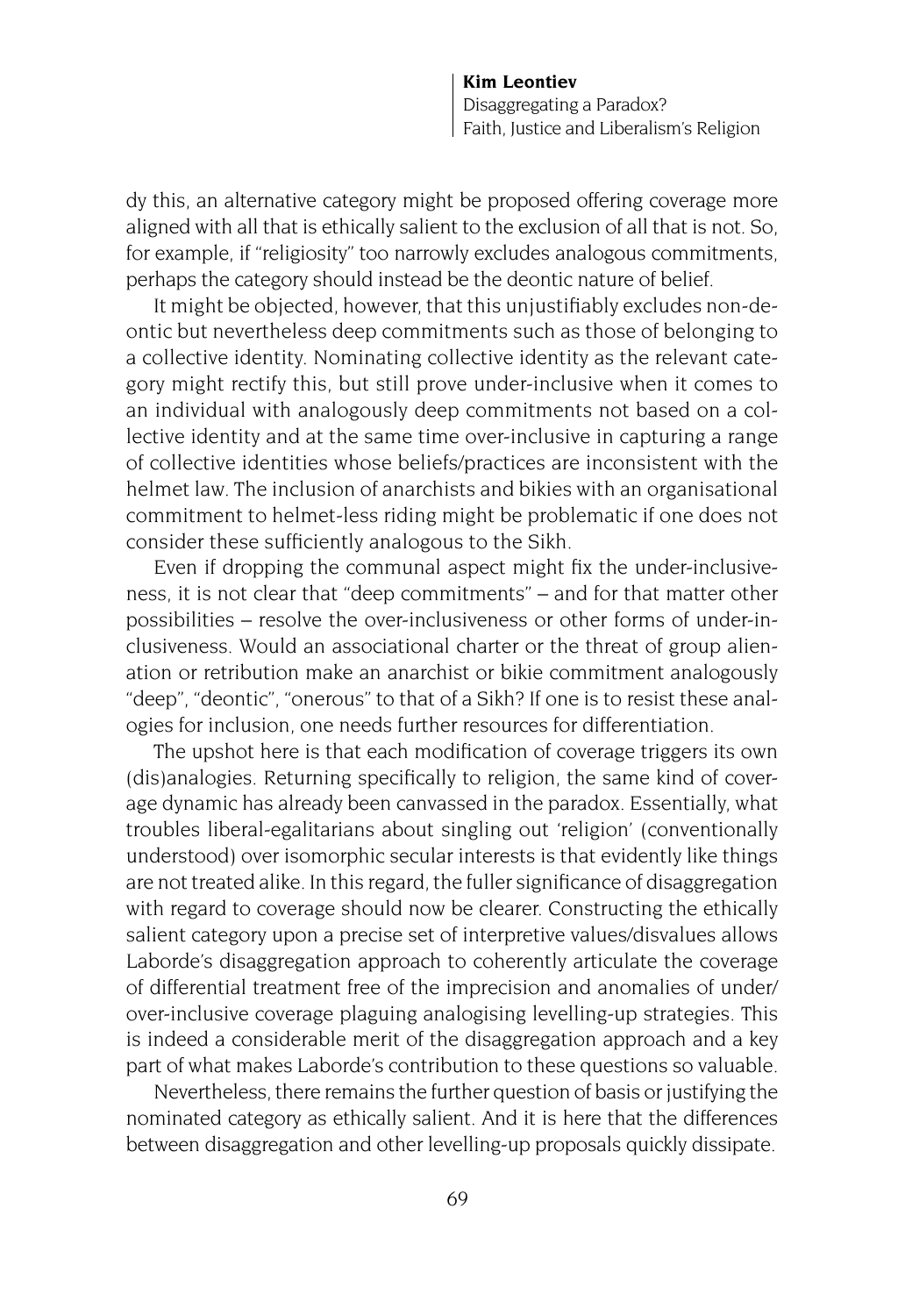dy this, an alternative category might be proposed offering coverage more aligned with all that is ethically salient to the exclusion of all that is not. So, for example, if "religiosity" too narrowly excludes analogous commitments, perhaps the category should instead be the deontic nature of belief.

It might be objected, however, that this unjustifiably excludes non-deontic but nevertheless deep commitments such as those of belonging to a collective identity. Nominating collective identity as the relevant category might rectify this, but still prove under-inclusive when it comes to an individual with analogously deep commitments not based on a collective identity and at the same time over-inclusive in capturing a range of collective identities whose beliefs/practices are inconsistent with the helmet law. The inclusion of anarchists and bikies with an organisational commitment to helmet-less riding might be problematic if one does not consider these sufficiently analogous to the Sikh.

Even if dropping the communal aspect might fix the under-inclusiveness, it is not clear that "deep commitments" – and for that matter other possibilities – resolve the over-inclusiveness or other forms of under-inclusiveness. Would an associational charter or the threat of group alienation or retribution make an anarchist or bikie commitment analogously "deep", "deontic", "onerous" to that of a Sikh? If one is to resist these analogies for inclusion, one needs further resources for differentiation.

The upshot here is that each modification of coverage triggers its own (dis)analogies. Returning specifically to religion, the same kind of coverage dynamic has already been canvassed in the paradox. Essentially, what troubles liberal-egalitarians about singling out 'religion' (conventionally understood) over isomorphic secular interests is that evidently like things are not treated alike. In this regard, the fuller significance of disaggregation with regard to coverage should now be clearer. Constructing the ethically salient category upon a precise set of interpretive values/disvalues allows Laborde's disaggregation approach to coherently articulate the coverage of differential treatment free of the imprecision and anomalies of under/over-inclusive coverage plaguing analogising levelling-up strategies. This is indeed a considerable merit of the disaggregation approach and a key part of what makes Laborde's contribution to these questions so valuable.

Nevertheless, there remains the further question of basis or justifying the nominated category as ethically salient. And it is here that the differences between disaggregation and other levelling-up proposals quickly dissipate.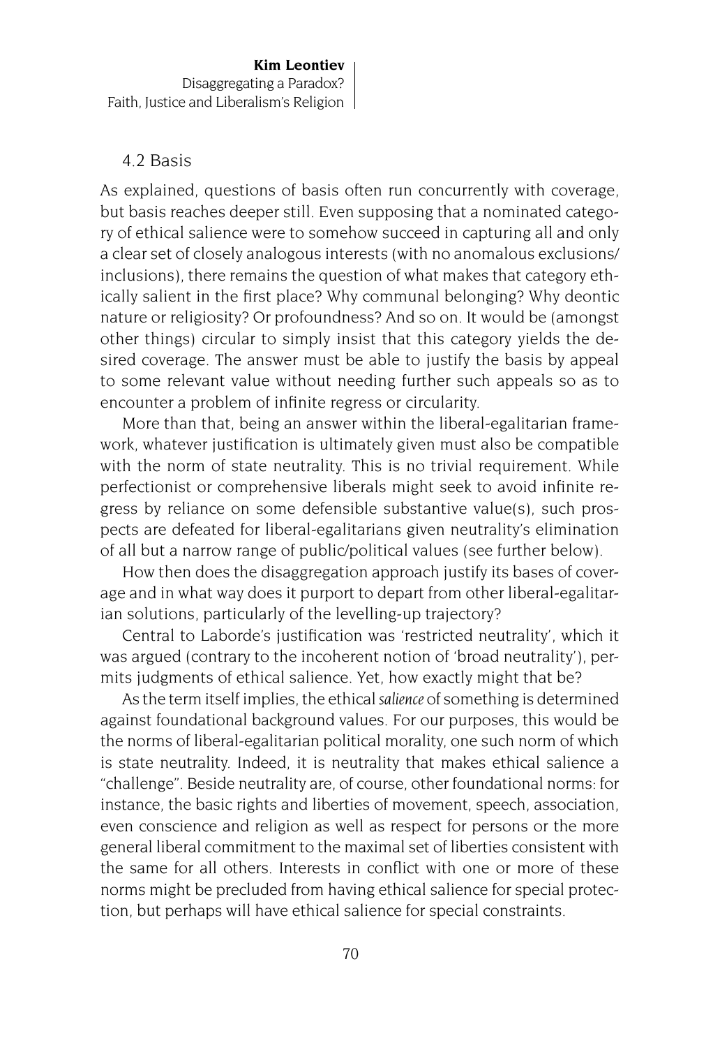## 4.2 Basis

As explained, questions of basis often run concurrently with coverage, but basis reaches deeper still. Even supposing that a nominated category of ethical salience were to somehow succeed in capturing all and only a clear set of closely analogous interests (with no anomalous exclusions/inclusions), there remains the question of what makes that category ethically salient in the first place? Why communal belonging? Why deontic nature or religiosity? Or profoundness? And so on. It would be (amongst other things) circular to simply insist that this category yields the desired coverage. The answer must be able to justify the basis by appeal to some relevant value without needing further such appeals so as to encounter a problem of infinite regress or circularity.

More than that, being an answer within the liberal-egalitarian framework, whatever justification is ultimately given must also be compatible with the norm of state neutrality. This is no trivial requirement. While perfectionist or comprehensive liberals might seek to avoid infinite regress by reliance on some defensible substantive value(s), such prospects are defeated for liberal-egalitarians given neutrality's elimination of all but a narrow range of public/political values (see further below).

How then does the disaggregation approach justify its bases of coverage and in what way does it purport to depart from other liberal-egalitarian solutions, particularly of the levelling-up trajectory?

Central to Laborde's justification was 'restricted neutrality', which it was argued (contrary to the incoherent notion of 'broad neutrality'), permits judgments of ethical salience. Yet, how exactly might that be?

As the term itself implies, the ethical *salience* of something is determined against foundational background values. For our purposes, this would be the norms of liberal-egalitarian political morality, one such norm of which is state neutrality. Indeed, it is neutrality that makes ethical salience a "challenge". Beside neutrality are, of course, other foundational norms: for instance, the basic rights and liberties of movement, speech, association, even conscience and religion as well as respect for persons or the more general liberal commitment to the maximal set of liberties consistent with the same for all others. Interests in conflict with one or more of these norms might be precluded from having ethical salience for special protection, but perhaps will have ethical salience for special constraints.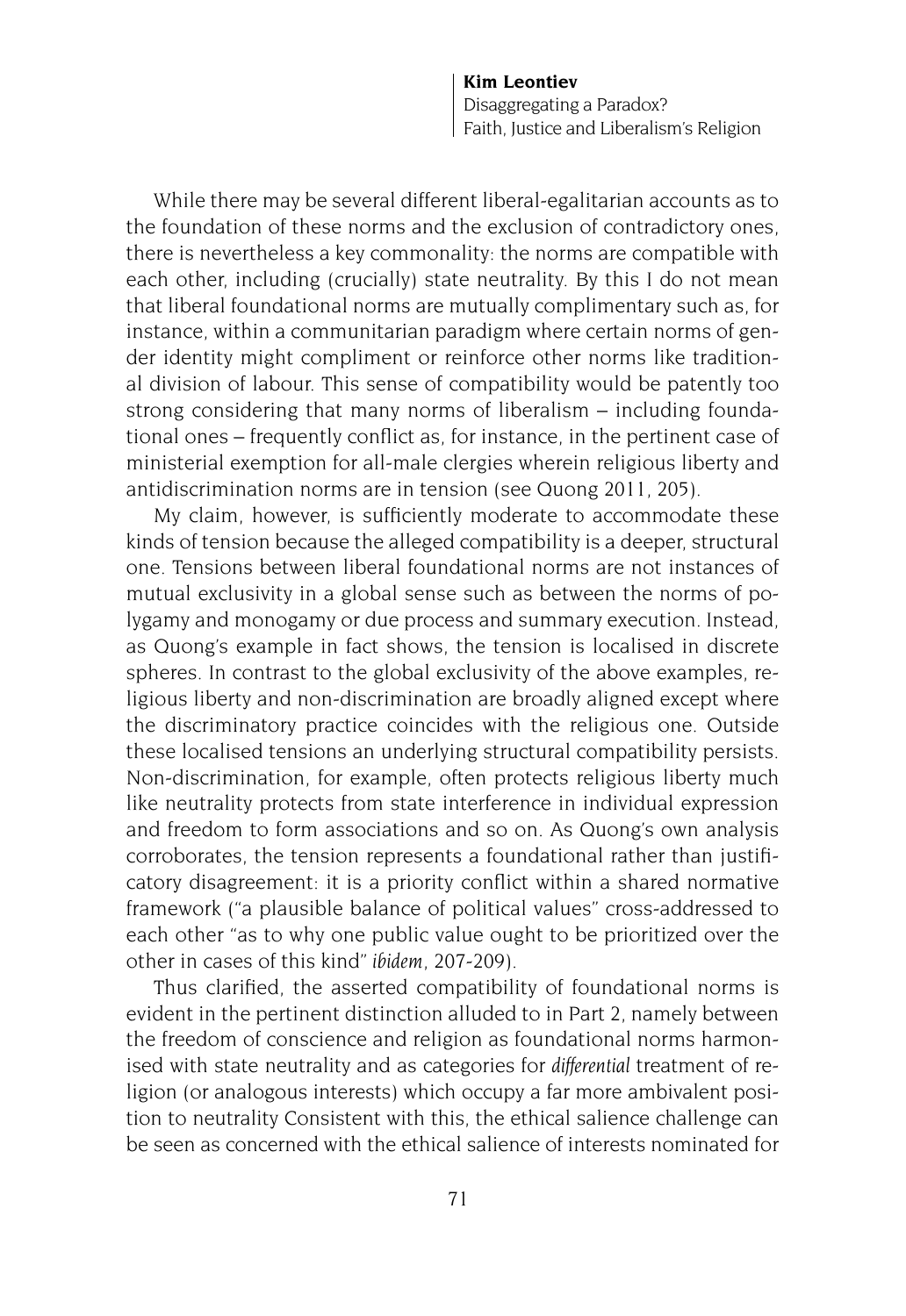While there may be several different liberal-egalitarian accounts as to the foundation of these norms and the exclusion of contradictory ones, there is nevertheless a key commonality: the norms are compatible with each other, including (crucially) state neutrality. By this I do not mean that liberal foundational norms are mutually complimentary such as, for instance, within a communitarian paradigm where certain norms of gender identity might compliment or reinforce other norms like traditional division of labour. This sense of compatibility would be patently too strong considering that many norms of liberalism – including foundational ones – frequently conflict as, for instance, in the pertinent case of ministerial exemption for all-male clergies wherein religious liberty and antidiscrimination norms are in tension (see Quong 2011, 205).

My claim, however, is sufficiently moderate to accommodate these kinds of tension because the alleged compatibility is a deeper, structural one. Tensions between liberal foundational norms are not instances of mutual exclusivity in a global sense such as between the norms of polygamy and monogamy or due process and summary execution. Instead, as Quong's example in fact shows, the tension is localised in discrete spheres. In contrast to the global exclusivity of the above examples, religious liberty and non-discrimination are broadly aligned except where the discriminatory practice coincides with the religious one. Outside these localised tensions an underlying structural compatibility persists. Non-discrimination, for example, often protects religious liberty much like neutrality protects from state interference in individual expression and freedom to form associations and so on. As Quong's own analysis corroborates, the tension represents a foundational rather than justificatory disagreement: it is a priority conflict within a shared normative framework ("a plausible balance of political values" cross-addressed to each other "as to why one public value ought to be prioritized over the other in cases of this kind" *ibidem*, 207-209).

Thus clarified, the asserted compatibility of foundational norms is evident in the pertinent distinction alluded to in Part 2, namely between the freedom of conscience and religion as foundational norms harmonised with state neutrality and as categories for *differential* treatment of religion (or analogous interests) which occupy a far more ambivalent position to neutrality Consistent with this, the ethical salience challenge can be seen as concerned with the ethical salience of interests nominated for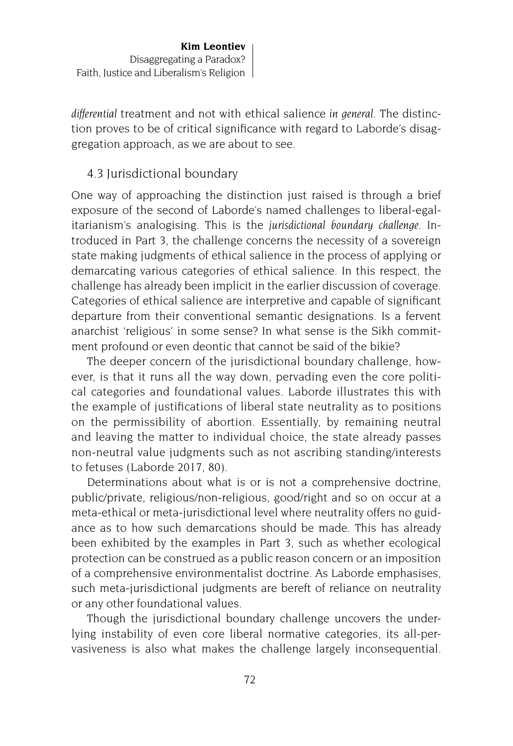*differential* treatment and not with ethical salience *in general*. The distinction proves to be of critical significance with regard to Laborde's disaggregation approach, as we are about to see.

## 4.3 Jurisdictional boundary

One way of approaching the distinction just raised is through a brief exposure of the second of Laborde's named challenges to liberal-egalitarianism's analogising. This is the *jurisdictional boundary challenge*. Introduced in Part 3, the challenge concerns the necessity of a sovereign state making judgments of ethical salience in the process of applying or demarcating various categories of ethical salience. In this respect, the challenge has already been implicit in the earlier discussion of coverage. Categories of ethical salience are interpretive and capable of significant departure from their conventional semantic designations. Is a fervent anarchist 'religious' in some sense? In what sense is the Sikh commitment profound or even deontic that cannot be said of the bikie?

The deeper concern of the jurisdictional boundary challenge, however, is that it runs all the way down, pervading even the core political categories and foundational values. Laborde illustrates this with the example of justifications of liberal state neutrality as to positions on the permissibility of abortion. Essentially, by remaining neutral and leaving the matter to individual choice, the state already passes non-neutral value judgments such as not ascribing standing/interests to fetuses (Laborde 2017, 80).

Determinations about what is or is not a comprehensive doctrine, public/private, religious/non-religious, good/right and so on occur at a meta-ethical or meta-jurisdictional level where neutrality offers no guidance as to how such demarcations should be made. This has already been exhibited by the examples in Part 3, such as whether ecological protection can be construed as a public reason concern or an imposition of a comprehensive environmentalist doctrine. As Laborde emphasises, such meta-jurisdictional judgments are bereft of reliance on neutrality or any other foundational values.

Though the jurisdictional boundary challenge uncovers the underlying instability of even core liberal normative categories, its all-pervasiveness is also what makes the challenge largely inconsequential.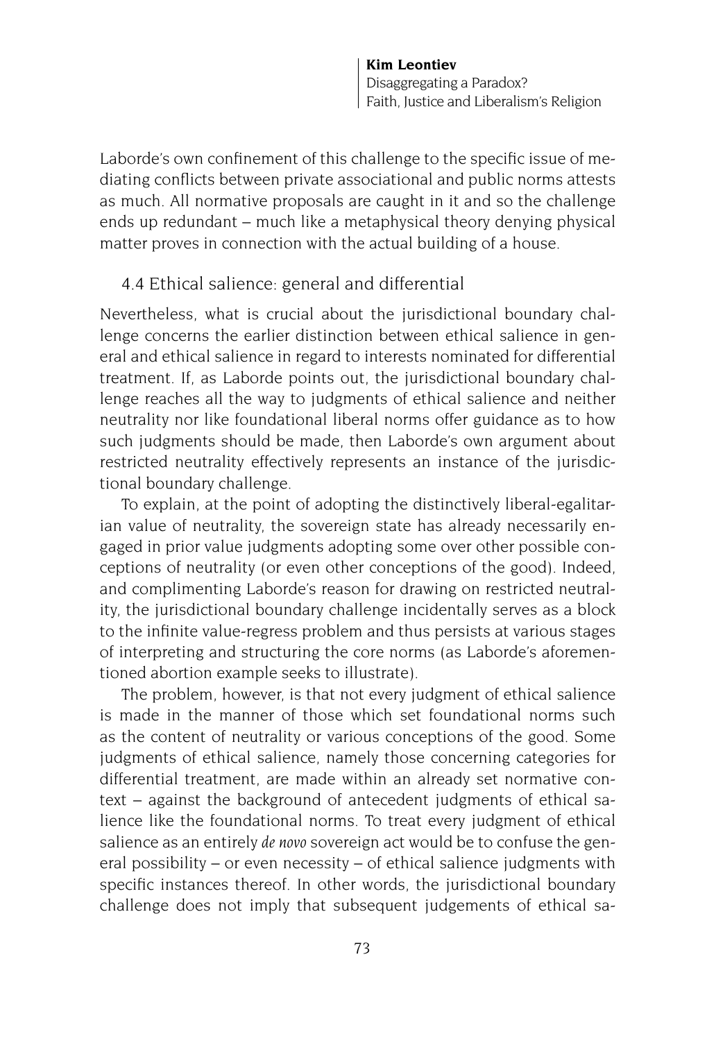Laborde's own confinement of this challenge to the specific issue of mediating conflicts between private associational and public norms attests as much. All normative proposals are caught in it and so the challenge ends up redundant – much like a metaphysical theory denying physical matter proves in connection with the actual building of a house.

## 4.4 Ethical salience: general and differential

Nevertheless, what is crucial about the jurisdictional boundary challenge concerns the earlier distinction between ethical salience in general and ethical salience in regard to interests nominated for differential treatment. If, as Laborde points out, the jurisdictional boundary challenge reaches all the way to judgments of ethical salience and neither neutrality nor like foundational liberal norms offer guidance as to how such judgments should be made, then Laborde's own argument about restricted neutrality effectively represents an instance of the jurisdictional boundary challenge.

To explain, at the point of adopting the distinctively liberal-egalitarian value of neutrality, the sovereign state has already necessarily engaged in prior value judgments adopting some over other possible conceptions of neutrality (or even other conceptions of the good). Indeed, and complimenting Laborde's reason for drawing on restricted neutrality, the jurisdictional boundary challenge incidentally serves as a block to the infinite value-regress problem and thus persists at various stages of interpreting and structuring the core norms (as Laborde's aforementioned abortion example seeks to illustrate).

The problem, however, is that not every judgment of ethical salience is made in the manner of those which set foundational norms such as the content of neutrality or various conceptions of the good. Some judgments of ethical salience, namely those concerning categories for differential treatment, are made within an already set normative context – against the background of antecedent judgments of ethical salience like the foundational norms. To treat every judgment of ethical salience as an entirely *de novo* sovereign act would be to confuse the general possibility – or even necessity – of ethical salience judgments with specific instances thereof. In other words, the jurisdictional boundary challenge does not imply that subsequent judgements of ethical sa-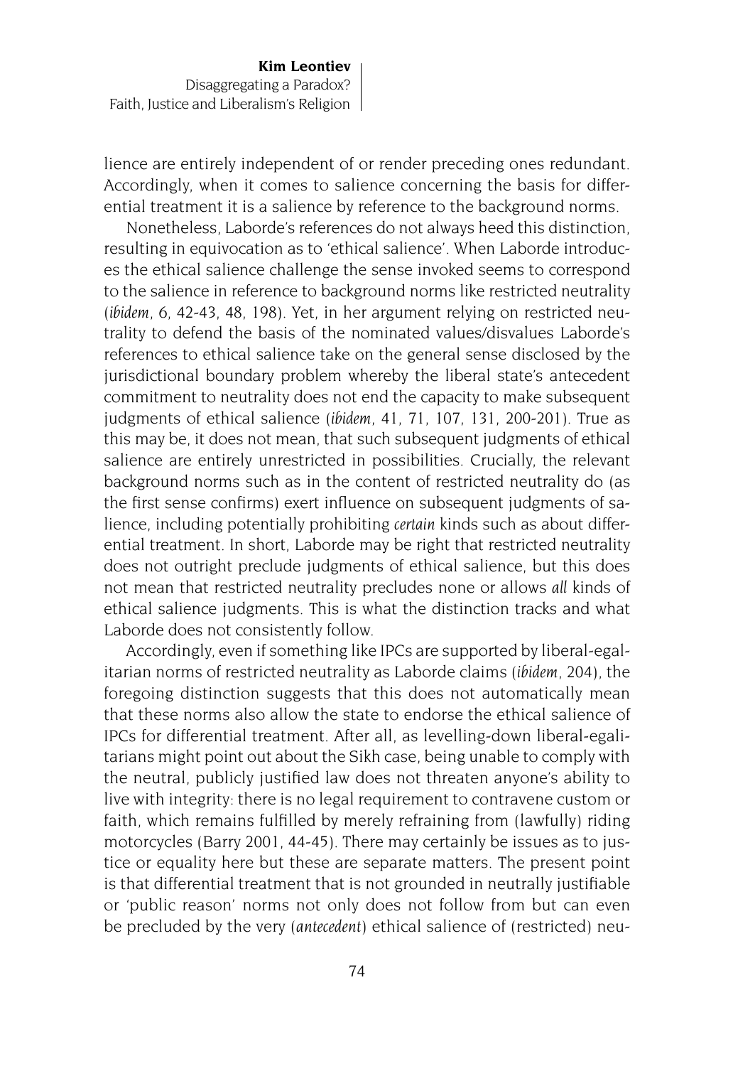lience are entirely independent of or render preceding ones redundant. Accordingly, when it comes to salience concerning the basis for differential treatment it is a salience by reference to the background norms.

Nonetheless, Laborde's references do not always heed this distinction, resulting in equivocation as to 'ethical salience'. When Laborde introduces the ethical salience challenge the sense invoked seems to correspond to the salience in reference to background norms like restricted neutrality (*ibidem*, 6, 42-43, 48, 198). Yet, in her argument relying on restricted neutrality to defend the basis of the nominated values/disvalues Laborde's references to ethical salience take on the general sense disclosed by the jurisdictional boundary problem whereby the liberal state's antecedent commitment to neutrality does not end the capacity to make subsequent judgments of ethical salience (*ibidem*, 41, 71, 107, 131, 200-201). True as this may be, it does not mean, that such subsequent judgments of ethical salience are entirely unrestricted in possibilities. Crucially, the relevant background norms such as in the content of restricted neutrality do (as the first sense confirms) exert influence on subsequent judgments of salience, including potentially prohibiting *certain* kinds such as about differential treatment. In short, Laborde may be right that restricted neutrality does not outright preclude judgments of ethical salience, but this does not mean that restricted neutrality precludes none or allows *all* kinds of ethical salience judgments. This is what the distinction tracks and what Laborde does not consistently follow.

Accordingly, even if something like IPCs are supported by liberal-egalitarian norms of restricted neutrality as Laborde claims (*ibidem*, 204), the foregoing distinction suggests that this does not automatically mean that these norms also allow the state to endorse the ethical salience of IPCs for differential treatment. After all, as levelling-down liberal-egalitarians might point out about the Sikh case, being unable to comply with the neutral, publicly justified law does not threaten anyone's ability to live with integrity: there is no legal requirement to contravene custom or faith, which remains fulfilled by merely refraining from (lawfully) riding motorcycles (Barry 2001, 44-45). There may certainly be issues as to justice or equality here but these are separate matters. The present point is that differential treatment that is not grounded in neutrally justifiable or 'public reason' norms not only does not follow from but can even be precluded by the very (*antecedent*) ethical salience of (restricted) neu-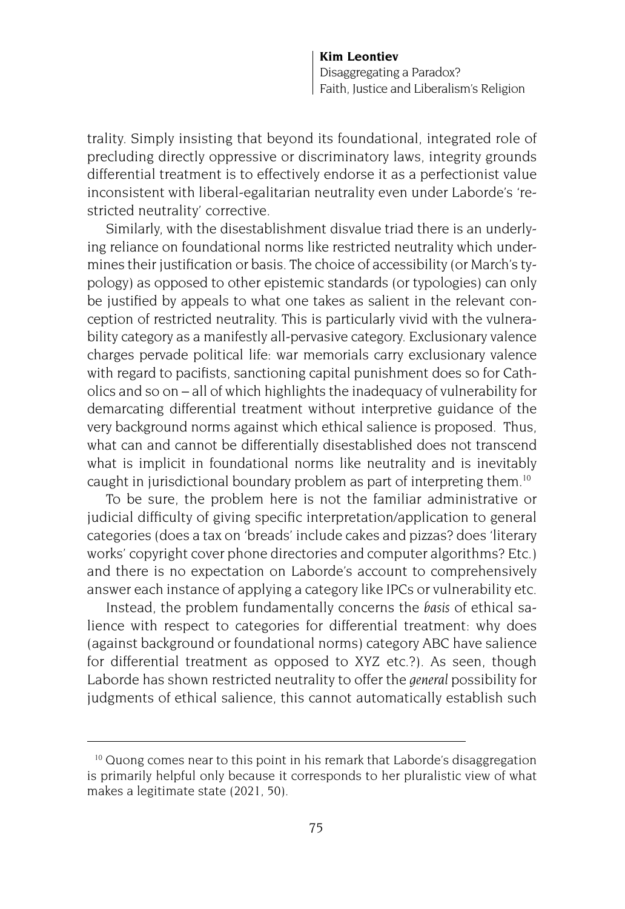trality. Simply insisting that beyond its foundational, integrated role of precluding directly oppressive or discriminatory laws, integrity grounds differential treatment is to effectively endorse it as a perfectionist value inconsistent with liberal-egalitarian neutrality even under Laborde's 'restricted neutrality' corrective.

Similarly, with the disestablishment disvalue triad there is an underlying reliance on foundational norms like restricted neutrality which undermines their justification or basis. The choice of accessibility (or March's typology) as opposed to other epistemic standards (or typologies) can only be justified by appeals to what one takes as salient in the relevant conception of restricted neutrality. This is particularly vivid with the vulnerability category as a manifestly all-pervasive category. Exclusionary valence charges pervade political life: war memorials carry exclusionary valence with regard to pacifists, sanctioning capital punishment does so for Catholics and so on – all of which highlights the inadequacy of vulnerability for demarcating differential treatment without interpretive guidance of the very background norms against which ethical salience is proposed. Thus, what can and cannot be differentially disestablished does not transcend what is implicit in foundational norms like neutrality and is inevitably caught in jurisdictional boundary problem as part of interpreting them.[10]

To be sure, the problem here is not the familiar administrative or judicial difficulty of giving specific interpretation/application to general categories (does a tax on 'breads' include cakes and pizzas? does 'literary works' copyright cover phone directories and computer algorithms? Etc.) and there is no expectation on Laborde's account to comprehensively answer each instance of applying a category like IPCs or vulnerability etc.

Instead, the problem fundamentally concerns the *basis* of ethical salience with respect to categories for differential treatment: why does (against background or foundational norms) category ABC have salience for differential treatment as opposed to XYZ etc.?). As seen, though Laborde has shown restricted neutrality to offer the *general* possibility for judgments of ethical salience, this cannot automatically establish such

---

[10] Quong comes near to this point in his remark that Laborde's disaggregation is primarily helpful only because it corresponds to her pluralistic view of what makes a legitimate state (2021, 50).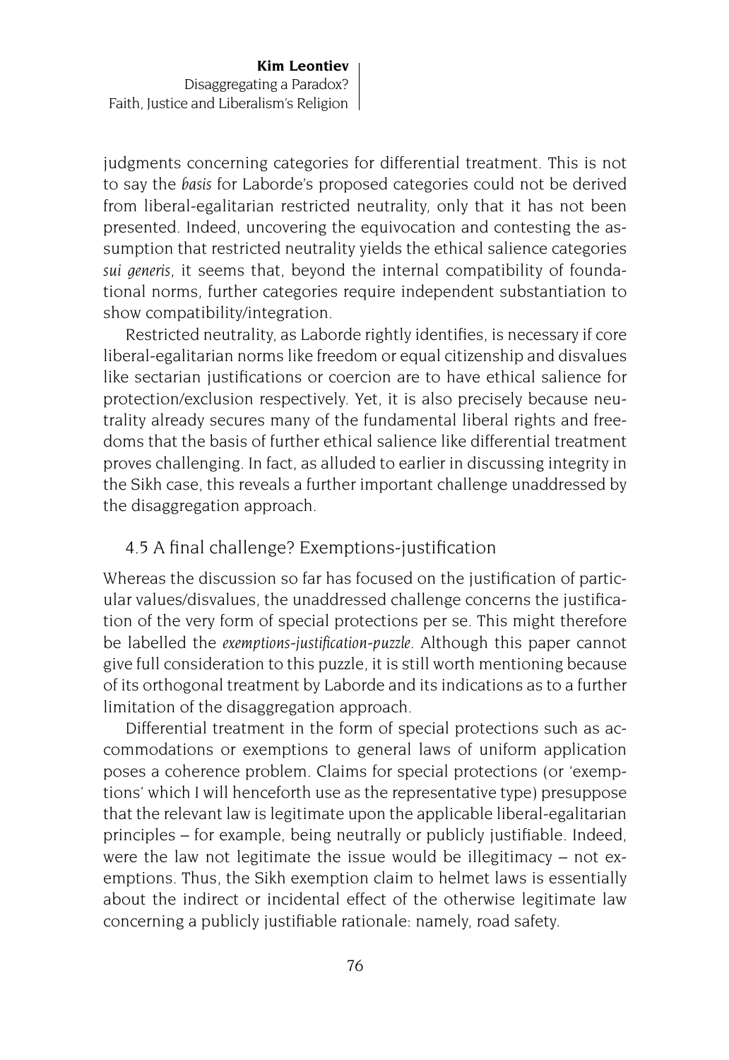judgments concerning categories for differential treatment. This is not to say the *basis* for Laborde's proposed categories could not be derived from liberal-egalitarian restricted neutrality, only that it has not been presented. Indeed, uncovering the equivocation and contesting the assumption that restricted neutrality yields the ethical salience categories *sui generis*, it seems that, beyond the internal compatibility of foundational norms, further categories require independent substantiation to show compatibility/integration.

Restricted neutrality, as Laborde rightly identifies, is necessary if core liberal-egalitarian norms like freedom or equal citizenship and disvalues like sectarian justifications or coercion are to have ethical salience for protection/exclusion respectively. Yet, it is also precisely because neutrality already secures many of the fundamental liberal rights and freedoms that the basis of further ethical salience like differential treatment proves challenging. In fact, as alluded to earlier in discussing integrity in the Sikh case, this reveals a further important challenge unaddressed by the disaggregation approach.

## 4.5 A final challenge? Exemptions-justification

Whereas the discussion so far has focused on the justification of particular values/disvalues, the unaddressed challenge concerns the justification of the very form of special protections per se. This might therefore be labelled the *exemptions-justification-puzzle*. Although this paper cannot give full consideration to this puzzle, it is still worth mentioning because of its orthogonal treatment by Laborde and its indications as to a further limitation of the disaggregation approach.

Differential treatment in the form of special protections such as accommodations or exemptions to general laws of uniform application poses a coherence problem. Claims for special protections (or 'exemptions' which I will henceforth use as the representative type) presuppose that the relevant law is legitimate upon the applicable liberal-egalitarian principles – for example, being neutrally or publicly justifiable. Indeed, were the law not legitimate the issue would be illegitimacy – not exemptions. Thus, the Sikh exemption claim to helmet laws is essentially about the indirect or incidental effect of the otherwise legitimate law concerning a publicly justifiable rationale: namely, road safety.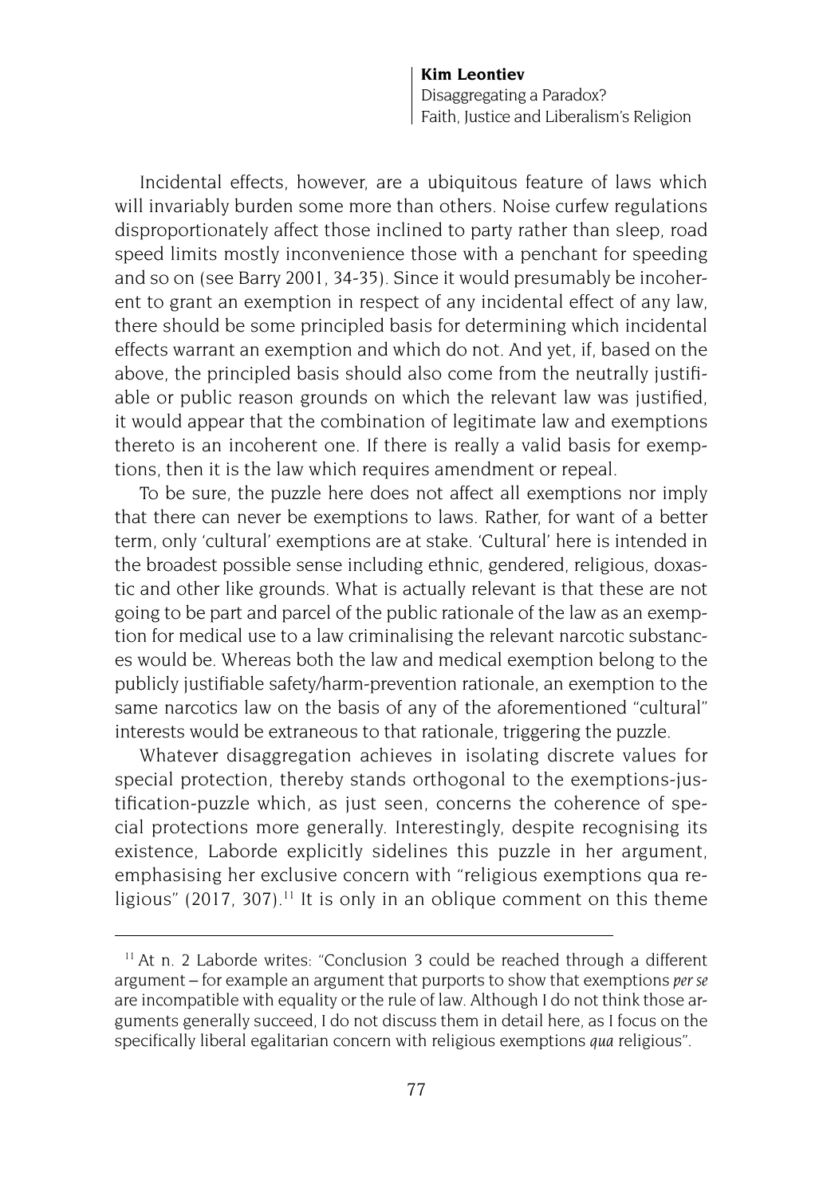Incidental effects, however, are a ubiquitous feature of laws which will invariably burden some more than others. Noise curfew regulations disproportionately affect those inclined to party rather than sleep, road speed limits mostly inconvenience those with a penchant for speeding and so on (see Barry 2001, 34-35). Since it would presumably be incoherent to grant an exemption in respect of any incidental effect of any law, there should be some principled basis for determining which incidental effects warrant an exemption and which do not. And yet, if, based on the above, the principled basis should also come from the neutrally justifiable or public reason grounds on which the relevant law was justified, it would appear that the combination of legitimate law and exemptions thereto is an incoherent one. If there is really a valid basis for exemptions, then it is the law which requires amendment or repeal.

To be sure, the puzzle here does not affect all exemptions nor imply that there can never be exemptions to laws. Rather, for want of a better term, only 'cultural' exemptions are at stake. 'Cultural' here is intended in the broadest possible sense including ethnic, gendered, religious, doxastic and other like grounds. What is actually relevant is that these are not going to be part and parcel of the public rationale of the law as an exemption for medical use to a law criminalising the relevant narcotic substances would be. Whereas both the law and medical exemption belong to the publicly justifiable safety/harm-prevention rationale, an exemption to the same narcotics law on the basis of any of the aforementioned "cultural" interests would be extraneous to that rationale, triggering the puzzle.

Whatever disaggregation achieves in isolating discrete values for special protection, thereby stands orthogonal to the exemptions-justification-puzzle which, as just seen, concerns the coherence of special protections more generally. Interestingly, despite recognising its existence, Laborde explicitly sidelines this puzzle in her argument, emphasising her exclusive concern with "religious exemptions qua religious" (2017, 307).[11] It is only in an oblique comment on this theme

---

[11] At n. 2 Laborde writes: "Conclusion 3 could be reached through a different argument – for example an argument that purports to show that exemptions *per se* are incompatible with equality or the rule of law. Although I do not think those arguments generally succeed, I do not discuss them in detail here, as I focus on the specifically liberal egalitarian concern with religious exemptions *qua* religious".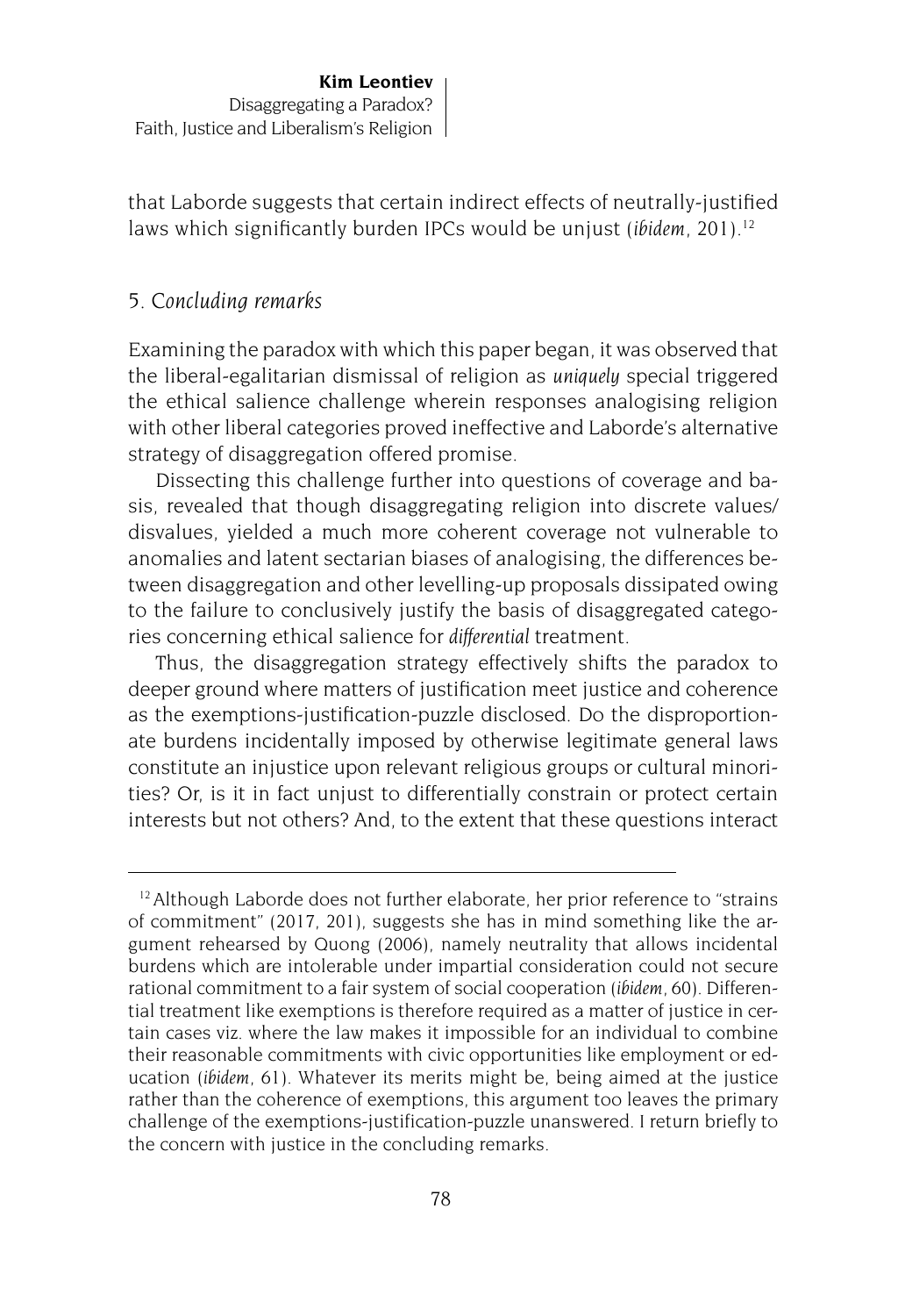that Laborde suggests that certain indirect effects of neutrally-justified laws which significantly burden IPCs would be unjust (*ibidem*, 201).[12]

## 5. *Concluding remarks*

Examining the paradox with which this paper began, it was observed that the liberal-egalitarian dismissal of religion as *uniquely* special triggered the ethical salience challenge wherein responses analogising religion with other liberal categories proved ineffective and Laborde's alternative strategy of disaggregation offered promise.

Dissecting this challenge further into questions of coverage and basis, revealed that though disaggregating religion into discrete values/disvalues, yielded a much more coherent coverage not vulnerable to anomalies and latent sectarian biases of analogising, the differences between disaggregation and other levelling-up proposals dissipated owing to the failure to conclusively justify the basis of disaggregated categories concerning ethical salience for *differential* treatment.

Thus, the disaggregation strategy effectively shifts the paradox to deeper ground where matters of justification meet justice and coherence as the exemptions-justification-puzzle disclosed. Do the disproportionate burdens incidentally imposed by otherwise legitimate general laws constitute an injustice upon relevant religious groups or cultural minorities? Or, is it in fact unjust to differentially constrain or protect certain interests but not others? And, to the extent that these questions interact

---

[12] Although Laborde does not further elaborate, her prior reference to "strains of commitment" (2017, 201), suggests she has in mind something like the argument rehearsed by Quong (2006), namely neutrality that allows incidental burdens which are intolerable under impartial consideration could not secure rational commitment to a fair system of social cooperation (*ibidem*, 60). Differential treatment like exemptions is therefore required as a matter of justice in certain cases viz. where the law makes it impossible for an individual to combine their reasonable commitments with civic opportunities like employment or education (*ibidem*, 61). Whatever its merits might be, being aimed at the justice rather than the coherence of exemptions, this argument too leaves the primary challenge of the exemptions-justification-puzzle unanswered. I return briefly to the concern with justice in the concluding remarks.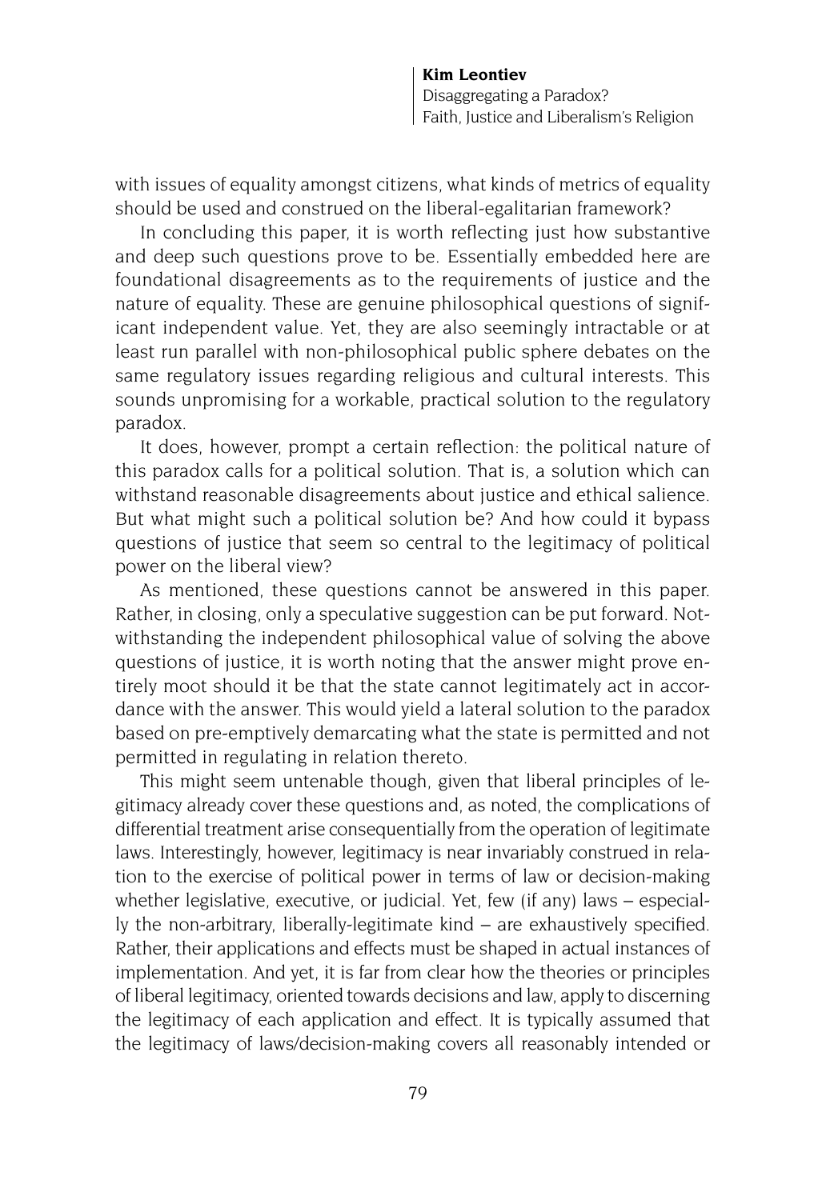with issues of equality amongst citizens, what kinds of metrics of equality should be used and construed on the liberal-egalitarian framework?

In concluding this paper, it is worth reflecting just how substantive and deep such questions prove to be. Essentially embedded here are foundational disagreements as to the requirements of justice and the nature of equality. These are genuine philosophical questions of significant independent value. Yet, they are also seemingly intractable or at least run parallel with non-philosophical public sphere debates on the same regulatory issues regarding religious and cultural interests. This sounds unpromising for a workable, practical solution to the regulatory paradox.

It does, however, prompt a certain reflection: the political nature of this paradox calls for a political solution. That is, a solution which can withstand reasonable disagreements about justice and ethical salience. But what might such a political solution be? And how could it bypass questions of justice that seem so central to the legitimacy of political power on the liberal view?

As mentioned, these questions cannot be answered in this paper. Rather, in closing, only a speculative suggestion can be put forward. Notwithstanding the independent philosophical value of solving the above questions of justice, it is worth noting that the answer might prove entirely moot should it be that the state cannot legitimately act in accordance with the answer. This would yield a lateral solution to the paradox based on pre-emptively demarcating what the state is permitted and not permitted in regulating in relation thereto.

This might seem untenable though, given that liberal principles of legitimacy already cover these questions and, as noted, the complications of differential treatment arise consequentially from the operation of legitimate laws. Interestingly, however, legitimacy is near invariably construed in relation to the exercise of political power in terms of law or decision-making whether legislative, executive, or judicial. Yet, few (if any) laws – especially the non-arbitrary, liberally-legitimate kind – are exhaustively specified. Rather, their applications and effects must be shaped in actual instances of implementation. And yet, it is far from clear how the theories or principles of liberal legitimacy, oriented towards decisions and law, apply to discerning the legitimacy of each application and effect. It is typically assumed that the legitimacy of laws/decision-making covers all reasonably intended or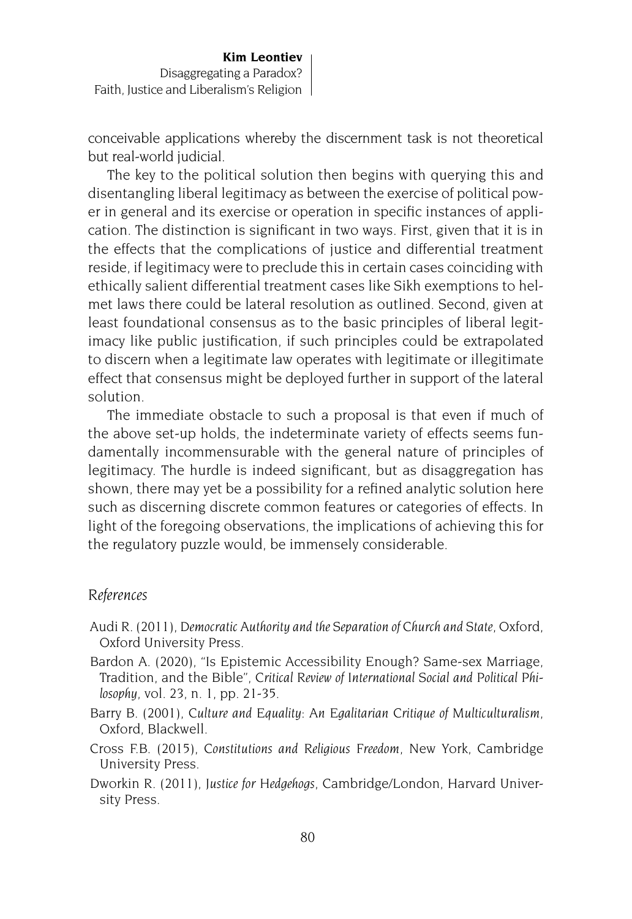conceivable applications whereby the discernment task is not theoretical but real-world judicial.

The key to the political solution then begins with querying this and disentangling liberal legitimacy as between the exercise of political power in general and its exercise or operation in specific instances of application. The distinction is significant in two ways. First, given that it is in the effects that the complications of justice and differential treatment reside, if legitimacy were to preclude this in certain cases coinciding with ethically salient differential treatment cases like Sikh exemptions to helmet laws there could be lateral resolution as outlined. Second, given at least foundational consensus as to the basic principles of liberal legitimacy like public justification, if such principles could be extrapolated to discern when a legitimate law operates with legitimate or illegitimate effect that consensus might be deployed further in support of the lateral solution.

The immediate obstacle to such a proposal is that even if much of the above set-up holds, the indeterminate variety of effects seems fundamentally incommensurable with the general nature of principles of legitimacy. The hurdle is indeed significant, but as disaggregation has shown, there may yet be a possibility for a refined analytic solution here such as discerning discrete common features or categories of effects. In light of the foregoing observations, the implications of achieving this for the regulatory puzzle would, be immensely considerable.

## References

Audi R. (2011), *Democratic Authority and the Separation of Church and State*, Oxford, Oxford University Press.

Bardon A. (2020), "Is Epistemic Accessibility Enough? Same-sex Marriage, Tradition, and the Bible", *Critical Review of International Social and Political Philosophy*, vol. 23, n. 1, pp. 21-35.

Barry B. (2001), *Culture and Equality: An Egalitarian Critique of Multiculturalism*, Oxford, Blackwell.

Cross F.B. (2015), *Constitutions and Religious Freedom*, New York, Cambridge University Press.

Dworkin R. (2011), *Justice for Hedgehogs*, Cambridge/London, Harvard University Press.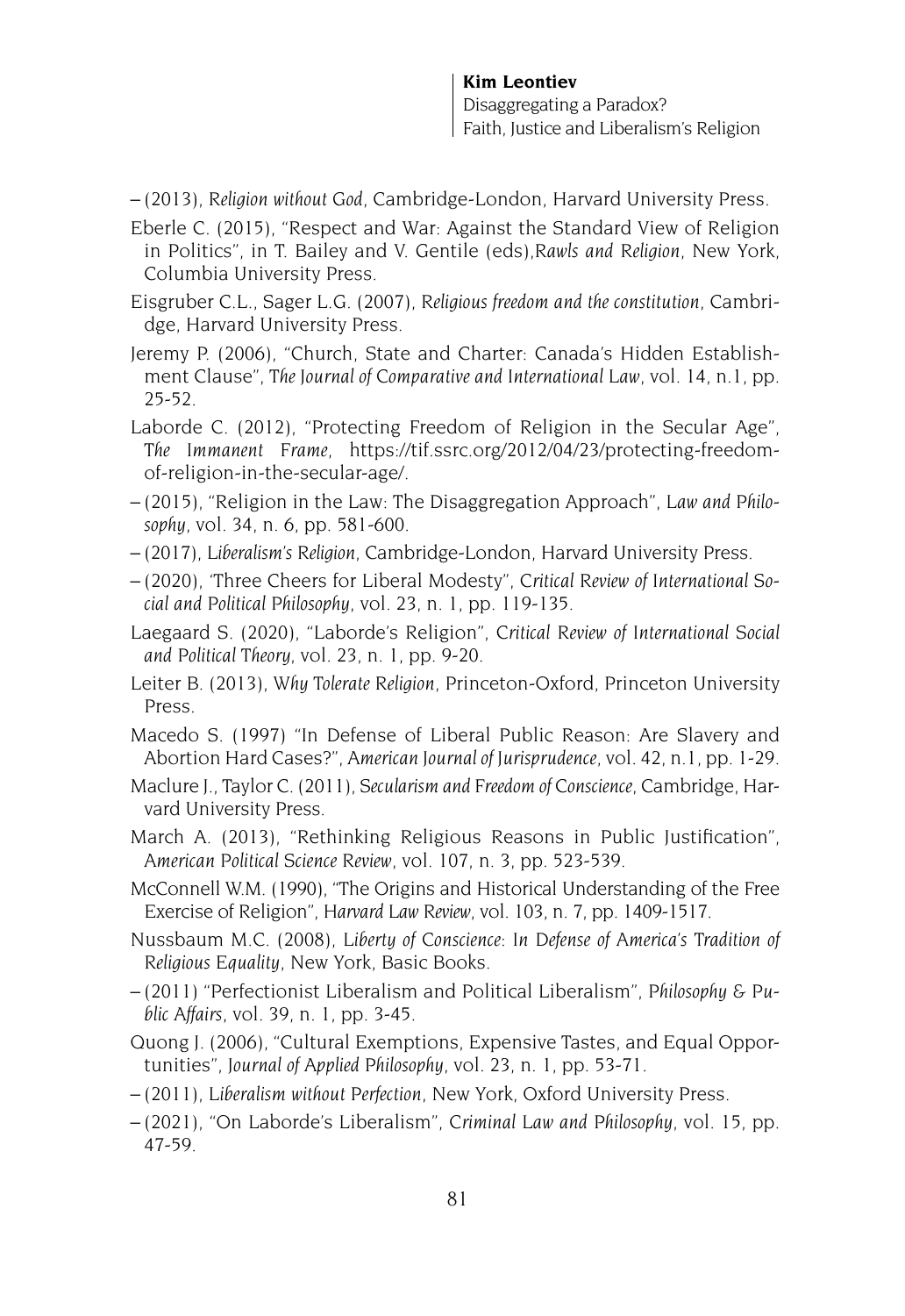– (2013), *Religion without God*, Cambridge-London, Harvard University Press.

Eberle C. (2015), "Respect and War: Against the Standard View of Religion in Politics", in T. Bailey and V. Gentile (eds),*Rawls and Religion*, New York, Columbia University Press.

Eisgruber C.L., Sager L.G. (2007), *Religious freedom and the constitution*, Cambridge, Harvard University Press.

Jeremy P. (2006), "Church, State and Charter: Canada's Hidden Establishment Clause", *The Journal of Comparative and International Law*, vol. 14, n.1, pp. 25-52.

Laborde C. (2012), "Protecting Freedom of Religion in the Secular Age", *The Immanent Frame*, https://tif.ssrc.org/2012/04/23/protecting-freedom-of-religion-in-the-secular-age/.

– (2015), "Religion in the Law: The Disaggregation Approach", *Law and Philosophy*, vol. 34, n. 6, pp. 581-600.

– (2017), *Liberalism's Religion*, Cambridge-London, Harvard University Press.

– (2020), 'Three Cheers for Liberal Modesty", *Critical Review of International Social and Political Philosophy*, vol. 23, n. 1, pp. 119-135.

Laegaard S. (2020), "Laborde's Religion", *Critical Review of International Social and Political Theory*, vol. 23, n. 1, pp. 9-20.

Leiter B. (2013), *Why Tolerate Religion*, Princeton-Oxford, Princeton University Press.

Macedo S. (1997) "In Defense of Liberal Public Reason: Are Slavery and Abortion Hard Cases?", *American Journal of Jurisprudence*, vol. 42, n.1, pp. 1-29.

Maclure J., Taylor C. (2011), *Secularism and Freedom of Conscience*, Cambridge, Harvard University Press.

March A. (2013), "Rethinking Religious Reasons in Public Justification", *American Political Science Review*, vol. 107, n. 3, pp. 523-539.

McConnell W.M. (1990), "The Origins and Historical Understanding of the Free Exercise of Religion", *Harvard Law Review*, vol. 103, n. 7, pp. 1409-1517.

Nussbaum M.C. (2008), *Liberty of Conscience: In Defense of America's Tradition of Religious Equality*, New York, Basic Books.

– (2011) "Perfectionist Liberalism and Political Liberalism", *Philosophy & Public Affairs*, vol. 39, n. 1, pp. 3-45.

Quong J. (2006), "Cultural Exemptions, Expensive Tastes, and Equal Opportunities", *Journal of Applied Philosophy*, vol. 23, n. 1, pp. 53-71.

– (2011), *Liberalism without Perfection*, New York, Oxford University Press.

– (2021), "On Laborde's Liberalism", *Criminal Law and Philosophy*, vol. 15, pp. 47-59.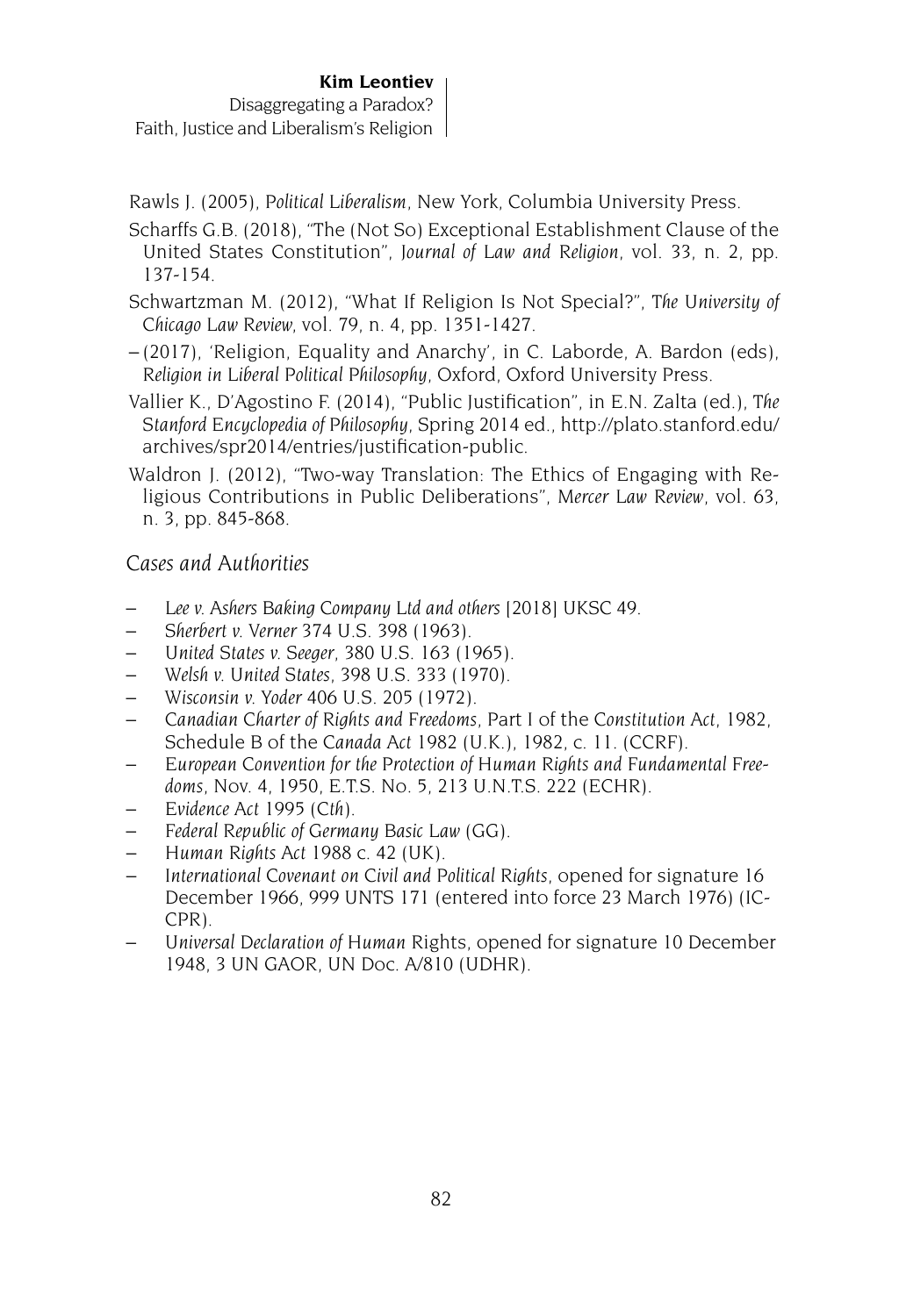Rawls J. (2005), *Political Liberalism*, New York, Columbia University Press.

Scharffs G.B. (2018), "The (Not So) Exceptional Establishment Clause of the United States Constitution", *Journal of Law and Religion*, vol. 33, n. 2, pp. 137-154.

Schwartzman M. (2012), "What If Religion Is Not Special?", *The University of Chicago Law Review*, vol. 79, n. 4, pp. 1351-1427.

– (2017), 'Religion, Equality and Anarchy', in C. Laborde, A. Bardon (eds), *Religion in Liberal Political Philosophy*, Oxford, Oxford University Press.

Vallier K., D'Agostino F. (2014), "Public Justification", in E.N. Zalta (ed.), *The Stanford Encyclopedia of Philosophy*, Spring 2014 ed., http://plato.stanford.edu/archives/spr2014/entries/justification-public.

Waldron J. (2012), "Two-way Translation: The Ethics of Engaging with Religious Contributions in Public Deliberations", *Mercer Law Review*, vol. 63, n. 3, pp. 845-868.

## *Cases and Authorities*

- *Lee v. Ashers Baking Company Ltd and others* [2018] UKSC 49.
- *Sherbert v. Verner* 374 U.S. 398 (1963).
- *United States v. Seeger*, 380 U.S. 163 (1965).
- *Welsh v. United States*, 398 U.S. 333 (1970).
- *Wisconsin v. Yoder* 406 U.S. 205 (1972).
- *Canadian Charter of Rights and Freedoms*, Part I of the *Constitution Act*, 1982, Schedule B of the *Canada Act* 1982 (U.K.), 1982, c. 11. (CCRF).
- *European Convention for the Protection of Human Rights and Fundamental Freedoms*, Nov. 4, 1950, E.T.S. No. 5, 213 U.N.T.S. 222 (ECHR).
- *Evidence Act* 1995 (*Cth*).
- *Federal Republic of Germany Basic Law* (GG).
- *Human Rights Act* 1988 c. 42 (UK).
- *International Covenant on Civil and Political Rights*, opened for signature 16 December 1966, 999 UNTS 171 (entered into force 23 March 1976) (ICCPR).
- *Universal Declaration of Human* Rights, opened for signature 10 December 1948, 3 UN GAOR, UN Doc. A/810 (UDHR).